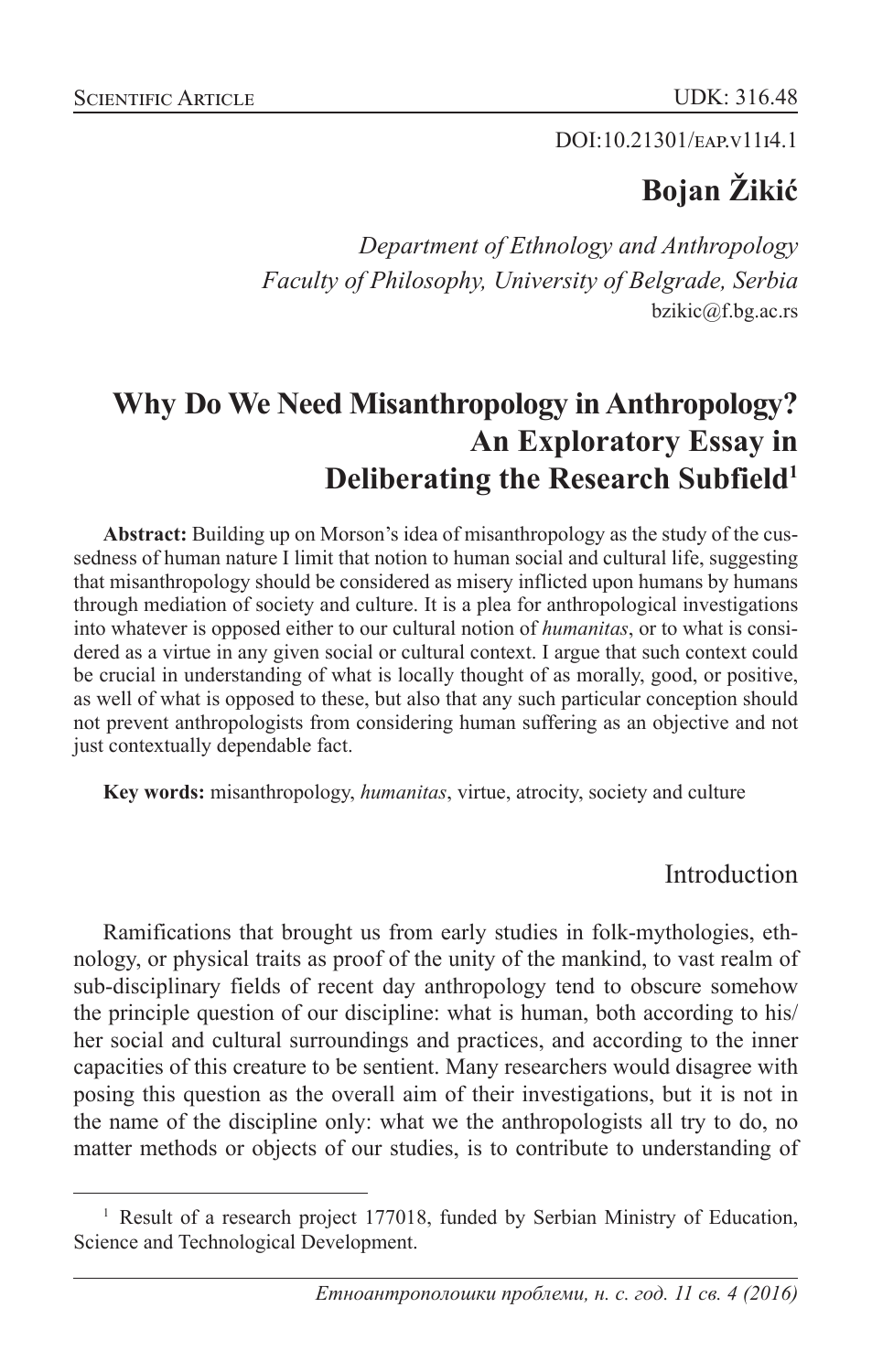Scientific Article

UDK: 316.48

DOI:10.21301/eap.v11i4.1

**Bojan Žikić**

*Department of Ethnology and Anthropology*
*Faculty of Philosophy, University of Belgrade, Serbia*
bzikic@f.bg.ac.rs

# Why Do We Need Misanthropology in Anthropology? An Exploratory Essay in Deliberating the Research Subfield[1]

**Abstract:** Building up on Morson's idea of misanthropology as the study of the cussedness of human nature I limit that notion to human social and cultural life, suggesting that misanthropology should be considered as misery inflicted upon humans by humans through mediation of society and culture. It is a plea for anthropological investigations into whatever is opposed either to our cultural notion of *humanitas*, or to what is considered as a virtue in any given social or cultural context. I argue that such context could be crucial in understanding of what is locally thought of as morally, good, or positive, as well of what is opposed to these, but also that any such particular conception should not prevent anthropologists from considering human suffering as an objective and not just contextually dependable fact.

**Key words:** misanthropology, *humanitas*, virtue, atrocity, society and culture

## Introduction

Ramifications that brought us from early studies in folk-mythologies, ethnology, or physical traits as proof of the unity of the mankind, to vast realm of sub-disciplinary fields of recent day anthropology tend to obscure somehow the principle question of our discipline: what is human, both according to his/her social and cultural surroundings and practices, and according to the inner capacities of this creature to be sentient. Many researchers would disagree with posing this question as the overall aim of their investigations, but it is not in the name of the discipline only: what we the anthropologists all try to do, no matter methods or objects of our studies, is to contribute to understanding of

---

[1] Result of a research project 177018, funded by Serbian Ministry of Education, Science and Technological Development.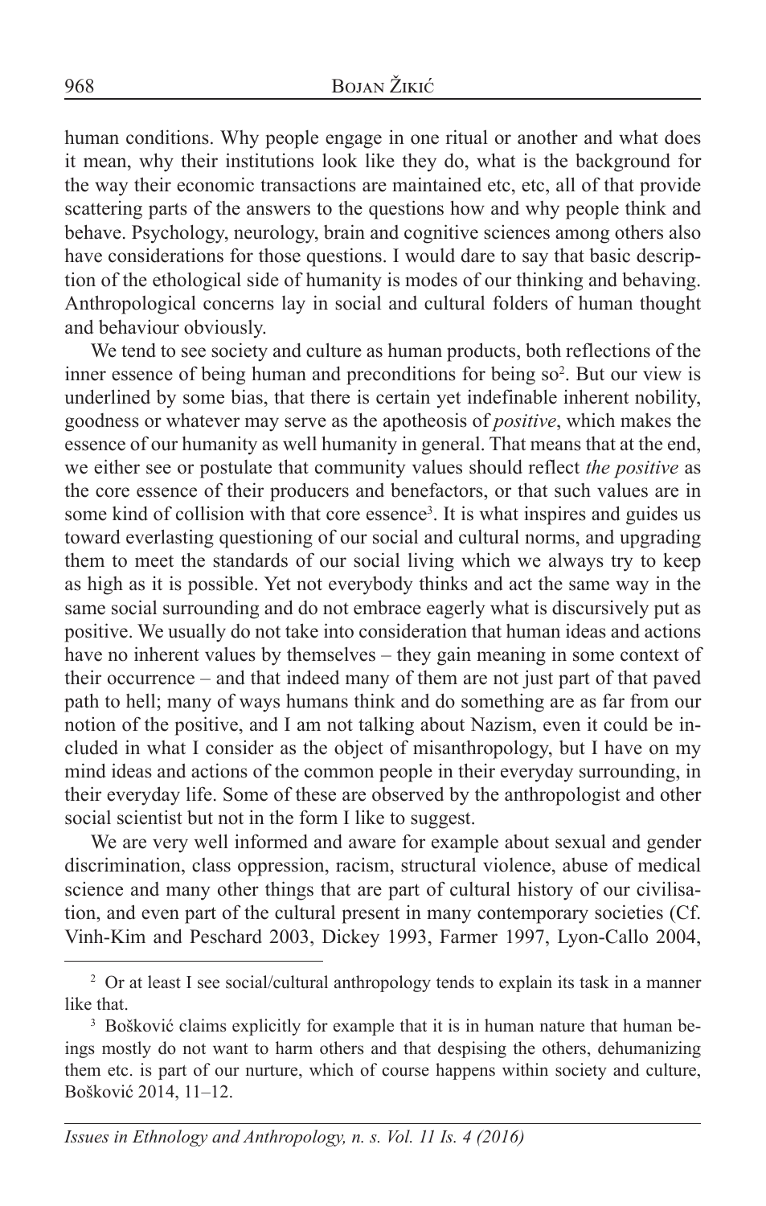human conditions. Why people engage in one ritual or another and what does it mean, why their institutions look like they do, what is the background for the way their economic transactions are maintained etc, etc, all of that provide scattering parts of the answers to the questions how and why people think and behave. Psychology, neurology, brain and cognitive sciences among others also have considerations for those questions. I would dare to say that basic description of the ethological side of humanity is modes of our thinking and behaving. Anthropological concerns lay in social and cultural folders of human thought and behaviour obviously.

We tend to see society and culture as human products, both reflections of the inner essence of being human and preconditions for being so[2]. But our view is underlined by some bias, that there is certain yet indefinable inherent nobility, goodness or whatever may serve as the apotheosis of *positive*, which makes the essence of our humanity as well humanity in general. That means that at the end, we either see or postulate that community values should reflect *the positive* as the core essence of their producers and benefactors, or that such values are in some kind of collision with that core essence[3]. It is what inspires and guides us toward everlasting questioning of our social and cultural norms, and upgrading them to meet the standards of our social living which we always try to keep as high as it is possible. Yet not everybody thinks and act the same way in the same social surrounding and do not embrace eagerly what is discursively put as positive. We usually do not take into consideration that human ideas and actions have no inherent values by themselves – they gain meaning in some context of their occurrence – and that indeed many of them are not just part of that paved path to hell; many of ways humans think and do something are as far from our notion of the positive, and I am not talking about Nazism, even it could be included in what I consider as the object of misanthropology, but I have on my mind ideas and actions of the common people in their everyday surrounding, in their everyday life. Some of these are observed by the anthropologist and other social scientist but not in the form I like to suggest.

We are very well informed and aware for example about sexual and gender discrimination, class oppression, racism, structural violence, abuse of medical science and many other things that are part of cultural history of our civilisation, and even part of the cultural present in many contemporary societies (Cf. Vinh-Kim and Peschard 2003, Dickey 1993, Farmer 1997, Lyon-Callo 2004,

---

[2] Or at least I see social/cultural anthropology tends to explain its task in a manner like that.

[3] Bošković claims explicitly for example that it is in human nature that human beings mostly do not want to harm others and that despising the others, dehumanizing them etc. is part of our nurture, which of course happens within society and culture, Bošković 2014, 11–12.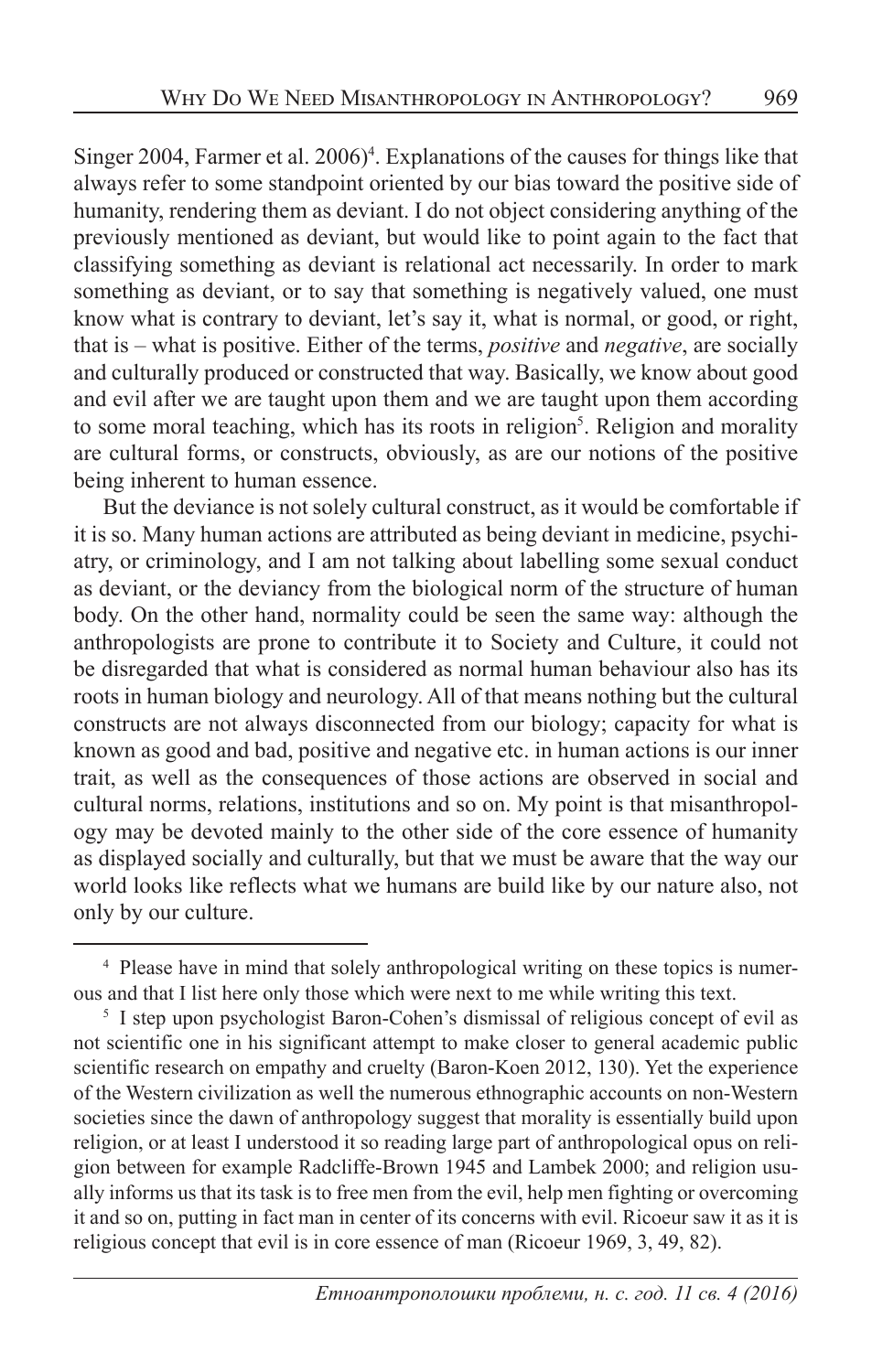Singer 2004, Farmer et al. 2006)[4]. Explanations of the causes for things like that always refer to some standpoint oriented by our bias toward the positive side of humanity, rendering them as deviant. I do not object considering anything of the previously mentioned as deviant, but would like to point again to the fact that classifying something as deviant is relational act necessarily. In order to mark something as deviant, or to say that something is negatively valued, one must know what is contrary to deviant, let's say it, what is normal, or good, or right, that is – what is positive. Either of the terms, *positive* and *negative*, are socially and culturally produced or constructed that way. Basically, we know about good and evil after we are taught upon them and we are taught upon them according to some moral teaching, which has its roots in religion[5]. Religion and morality are cultural forms, or constructs, obviously, as are our notions of the positive being inherent to human essence.

But the deviance is not solely cultural construct, as it would be comfortable if it is so. Many human actions are attributed as being deviant in medicine, psychiatry, or criminology, and I am not talking about labelling some sexual conduct as deviant, or the deviancy from the biological norm of the structure of human body. On the other hand, normality could be seen the same way: although the anthropologists are prone to contribute it to Society and Culture, it could not be disregarded that what is considered as normal human behaviour also has its roots in human biology and neurology. All of that means nothing but the cultural constructs are not always disconnected from our biology; capacity for what is known as good and bad, positive and negative etc. in human actions is our inner trait, as well as the consequences of those actions are observed in social and cultural norms, relations, institutions and so on. My point is that misanthropology may be devoted mainly to the other side of the core essence of humanity as displayed socially and culturally, but that we must be aware that the way our world looks like reflects what we humans are build like by our nature also, not only by our culture.

---

[4] Please have in mind that solely anthropological writing on these topics is numerous and that I list here only those which were next to me while writing this text.

[5] I step upon psychologist Baron-Cohen's dismissal of religious concept of evil as not scientific one in his significant attempt to make closer to general academic public scientific research on empathy and cruelty (Baron-Koen 2012, 130). Yet the experience of the Western civilization as well the numerous ethnographic accounts on non-Western societies since the dawn of anthropology suggest that morality is essentially build upon religion, or at least I understood it so reading large part of anthropological opus on religion between for example Radcliffe-Brown 1945 and Lambek 2000; and religion usually informs us that its task is to free men from the evil, help men fighting or overcoming it and so on, putting in fact man in center of its concerns with evil. Ricoeur saw it as it is religious concept that evil is in core essence of man (Ricoeur 1969, 3, 49, 82).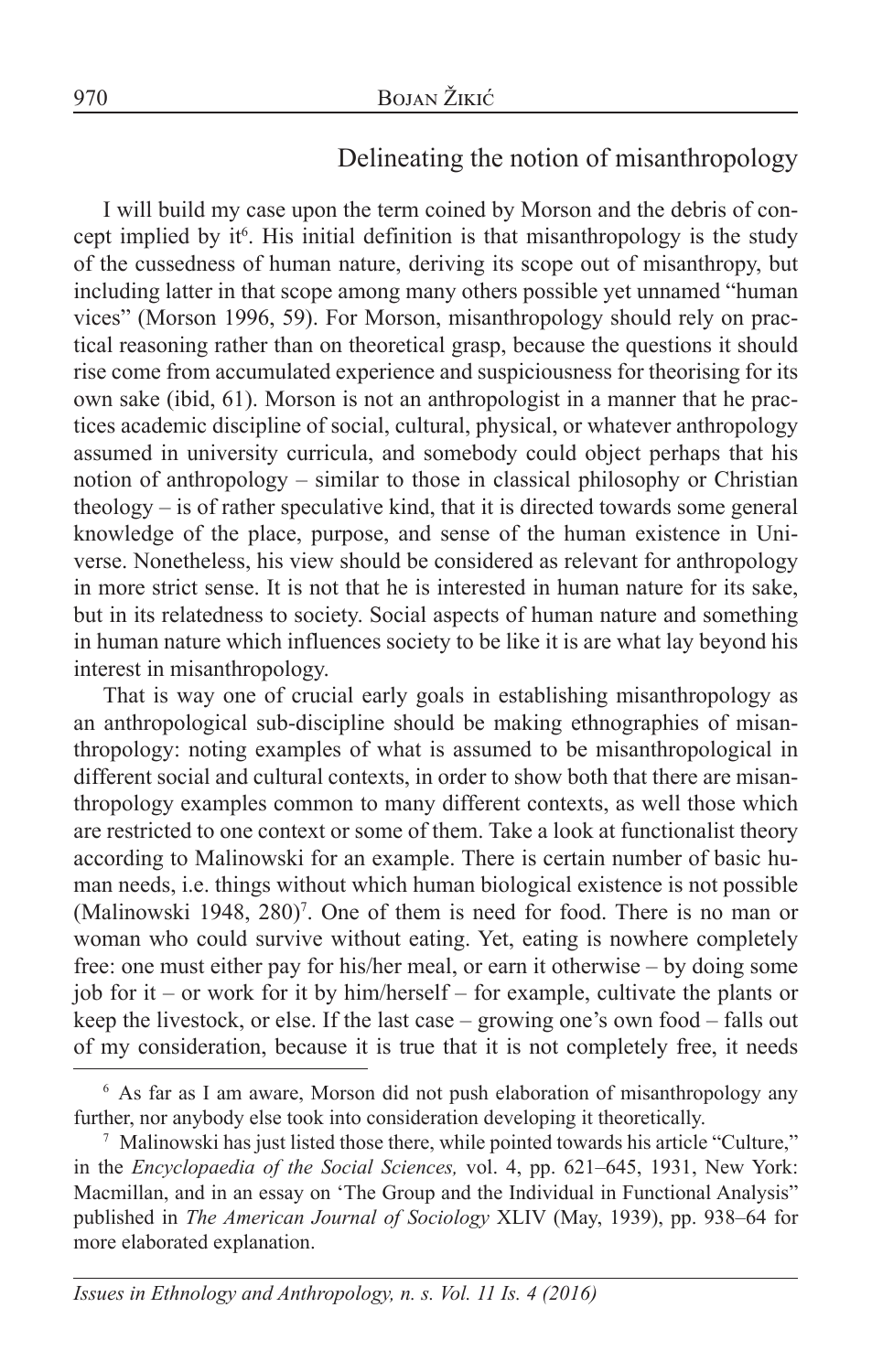## Delineating the notion of misanthropology

I will build my case upon the term coined by Morson and the debris of concept implied by it[6]. His initial definition is that misanthropology is the study of the cussedness of human nature, deriving its scope out of misanthropy, but including latter in that scope among many others possible yet unnamed "human vices" (Morson 1996, 59). For Morson, misanthropology should rely on practical reasoning rather than on theoretical grasp, because the questions it should rise come from accumulated experience and suspiciousness for theorising for its own sake (ibid, 61). Morson is not an anthropologist in a manner that he practices academic discipline of social, cultural, physical, or whatever anthropology assumed in university curricula, and somebody could object perhaps that his notion of anthropology – similar to those in classical philosophy or Christian theology – is of rather speculative kind, that it is directed towards some general knowledge of the place, purpose, and sense of the human existence in Universe. Nonetheless, his view should be considered as relevant for anthropology in more strict sense. It is not that he is interested in human nature for its sake, but in its relatedness to society. Social aspects of human nature and something in human nature which influences society to be like it is are what lay beyond his interest in misanthropology.

That is way one of crucial early goals in establishing misanthropology as an anthropological sub-discipline should be making ethnographies of misanthropology: noting examples of what is assumed to be misanthropological in different social and cultural contexts, in order to show both that there are misanthropology examples common to many different contexts, as well those which are restricted to one context or some of them. Take a look at functionalist theory according to Malinowski for an example. There is certain number of basic human needs, i.e. things without which human biological existence is not possible (Malinowski 1948, 280)[7]. One of them is need for food. There is no man or woman who could survive without eating. Yet, eating is nowhere completely free: one must either pay for his/her meal, or earn it otherwise – by doing some job for it – or work for it by him/herself – for example, cultivate the plants or keep the livestock, or else. If the last case – growing one's own food – falls out of my consideration, because it is true that it is not completely free, it needs

[6] As far as I am aware, Morson did not push elaboration of misanthropology any further, nor anybody else took into consideration developing it theoretically.

[7] Malinowski has just listed those there, while pointed towards his article "Culture," in the *Encyclopaedia of the Social Sciences,* vol. 4, pp. 621–645, 1931, New York: Macmillan, and in an essay on 'The Group and the Individual in Functional Analysis" published in *The American Journal of Sociology* XLIV (May, 1939), pp. 938–64 for more elaborated explanation.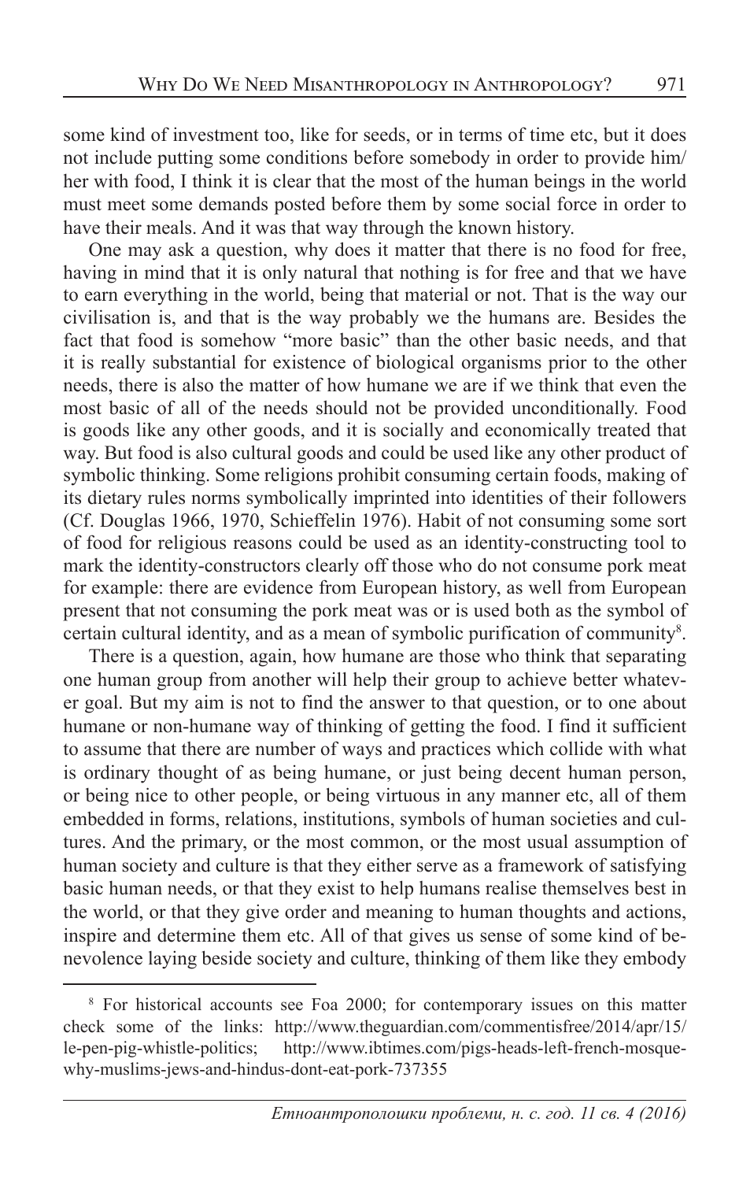some kind of investment too, like for seeds, or in terms of time etc, but it does not include putting some conditions before somebody in order to provide him/her with food, I think it is clear that the most of the human beings in the world must meet some demands posted before them by some social force in order to have their meals. And it was that way through the known history.

One may ask a question, why does it matter that there is no food for free, having in mind that it is only natural that nothing is for free and that we have to earn everything in the world, being that material or not. That is the way our civilisation is, and that is the way probably we the humans are. Besides the fact that food is somehow "more basic" than the other basic needs, and that it is really substantial for existence of biological organisms prior to the other needs, there is also the matter of how humane we are if we think that even the most basic of all of the needs should not be provided unconditionally. Food is goods like any other goods, and it is socially and economically treated that way. But food is also cultural goods and could be used like any other product of symbolic thinking. Some religions prohibit consuming certain foods, making of its dietary rules norms symbolically imprinted into identities of their followers (Cf. Douglas 1966, 1970, Schieffelin 1976). Habit of not consuming some sort of food for religious reasons could be used as an identity-constructing tool to mark the identity-constructors clearly off those who do not consume pork meat for example: there are evidence from European history, as well from European present that not consuming the pork meat was or is used both as the symbol of certain cultural identity, and as a mean of symbolic purification of community[8].

There is a question, again, how humane are those who think that separating one human group from another will help their group to achieve better whatever goal. But my aim is not to find the answer to that question, or to one about humane or non-humane way of thinking of getting the food. I find it sufficient to assume that there are number of ways and practices which collide with what is ordinary thought of as being humane, or just being decent human person, or being nice to other people, or being virtuous in any manner etc, all of them embedded in forms, relations, institutions, symbols of human societies and cultures. And the primary, or the most common, or the most usual assumption of human society and culture is that they either serve as a framework of satisfying basic human needs, or that they exist to help humans realise themselves best in the world, or that they give order and meaning to human thoughts and actions, inspire and determine them etc. All of that gives us sense of some kind of benevolence laying beside society and culture, thinking of them like they embody

[8] For historical accounts see Foa 2000; for contemporary issues on this matter check some of the links: http://www.theguardian.com/commentisfree/2014/apr/15/le-pen-pig-whistle-politics; http://www.ibtimes.com/pigs-heads-left-french-mosque-why-muslims-jews-and-hindus-dont-eat-pork-737355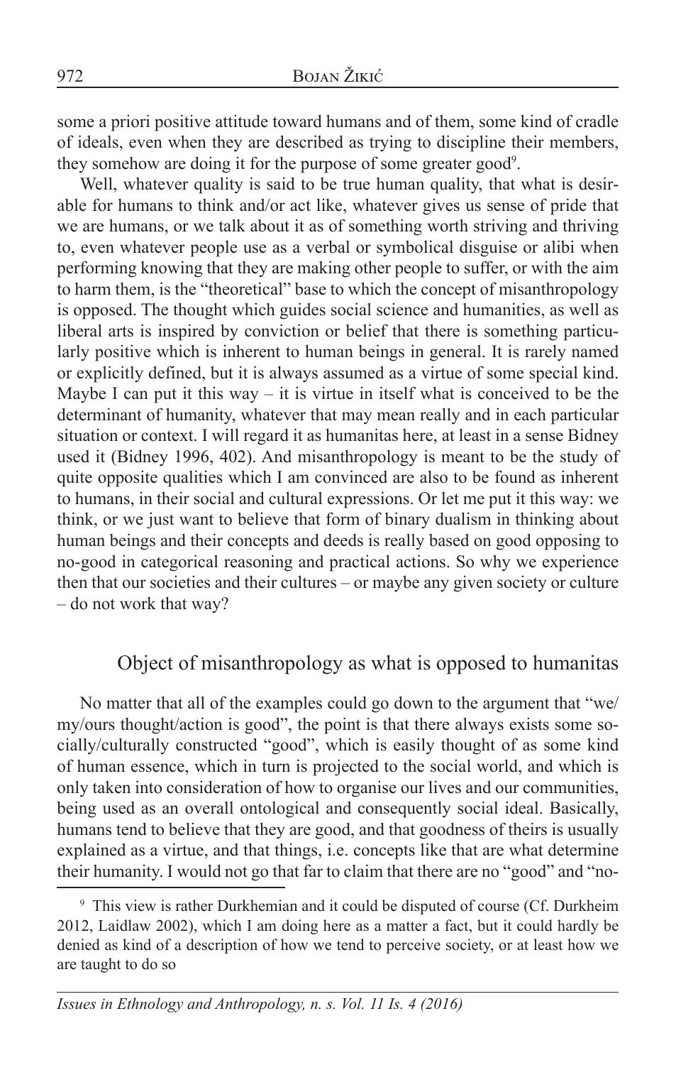some a priori positive attitude toward humans and of them, some kind of cradle of ideals, even when they are described as trying to discipline their members, they somehow are doing it for the purpose of some greater good[9].

Well, whatever quality is said to be true human quality, that what is desirable for humans to think and/or act like, whatever gives us sense of pride that we are humans, or we talk about it as of something worth striving and thriving to, even whatever people use as a verbal or symbolical disguise or alibi when performing knowing that they are making other people to suffer, or with the aim to harm them, is the "theoretical" base to which the concept of misanthropology is opposed. The thought which guides social science and humanities, as well as liberal arts is inspired by conviction or belief that there is something particularly positive which is inherent to human beings in general. It is rarely named or explicitly defined, but it is always assumed as a virtue of some special kind. Maybe I can put it this way – it is virtue in itself what is conceived to be the determinant of humanity, whatever that may mean really and in each particular situation or context. I will regard it as humanitas here, at least in a sense Bidney used it (Bidney 1996, 402). And misanthropology is meant to be the study of quite opposite qualities which I am convinced are also to be found as inherent to humans, in their social and cultural expressions. Or let me put it this way: we think, or we just want to believe that form of binary dualism in thinking about human beings and their concepts and deeds is really based on good opposing to no-good in categorical reasoning and practical actions. So why we experience then that our societies and their cultures – or maybe any given society or culture – do not work that way?

## Object of misanthropology as what is opposed to humanitas

No matter that all of the examples could go down to the argument that "we/my/ours thought/action is good", the point is that there always exists some socially/culturally constructed "good", which is easily thought of as some kind of human essence, which in turn is projected to the social world, and which is only taken into consideration of how to organise our lives and our communities, being used as an overall ontological and consequently social ideal. Basically, humans tend to believe that they are good, and that goodness of theirs is usually explained as a virtue, and that things, i.e. concepts like that are what determine their humanity. I would not go that far to claim that there are no "good" and "no-

[9] This view is rather Durkhemian and it could be disputed of course (Cf. Durkheim 2012, Laidlaw 2002), which I am doing here as a matter a fact, but it could hardly be denied as kind of a description of how we tend to perceive society, or at least how we are taught to do so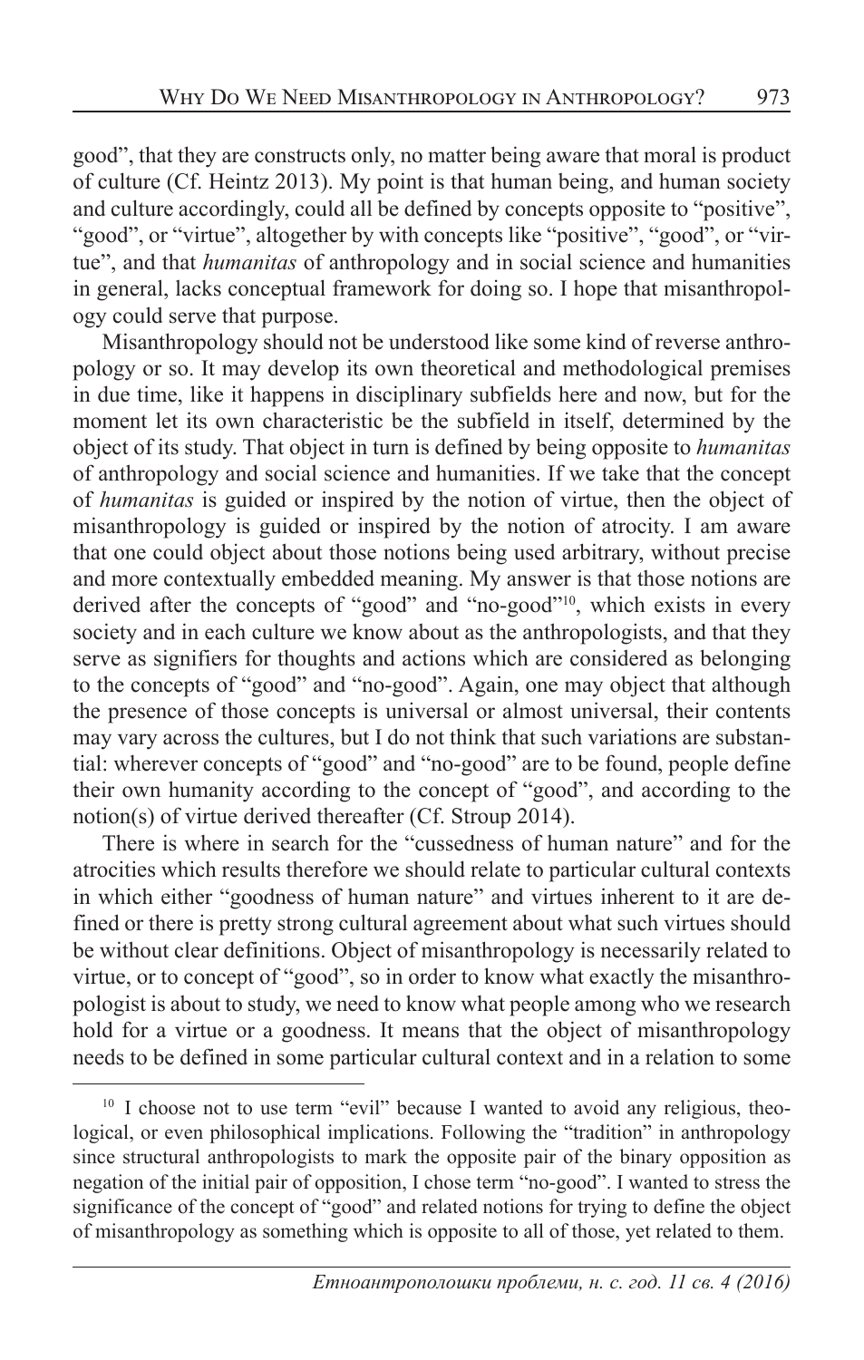good", that they are constructs only, no matter being aware that moral is product of culture (Cf. Heintz 2013). My point is that human being, and human society and culture accordingly, could all be defined by concepts opposite to "positive", "good", or "virtue", altogether by with concepts like "positive", "good", or "virtue", and that *humanitas* of anthropology and in social science and humanities in general, lacks conceptual framework for doing so. I hope that misanthropology could serve that purpose.

Misanthropology should not be understood like some kind of reverse anthropology or so. It may develop its own theoretical and methodological premises in due time, like it happens in disciplinary subfields here and now, but for the moment let its own characteristic be the subfield in itself, determined by the object of its study. That object in turn is defined by being opposite to *humanitas* of anthropology and social science and humanities. If we take that the concept of *humanitas* is guided or inspired by the notion of virtue, then the object of misanthropology is guided or inspired by the notion of atrocity. I am aware that one could object about those notions being used arbitrary, without precise and more contextually embedded meaning. My answer is that those notions are derived after the concepts of "good" and "no-good"[10], which exists in every society and in each culture we know about as the anthropologists, and that they serve as signifiers for thoughts and actions which are considered as belonging to the concepts of "good" and "no-good". Again, one may object that although the presence of those concepts is universal or almost universal, their contents may vary across the cultures, but I do not think that such variations are substantial: wherever concepts of "good" and "no-good" are to be found, people define their own humanity according to the concept of "good", and according to the notion(s) of virtue derived thereafter (Cf. Stroup 2014).

There is where in search for the "cussedness of human nature" and for the atrocities which results therefore we should relate to particular cultural contexts in which either "goodness of human nature" and virtues inherent to it are defined or there is pretty strong cultural agreement about what such virtues should be without clear definitions. Object of misanthropology is necessarily related to virtue, or to concept of "good", so in order to know what exactly the misanthropologist is about to study, we need to know what people among who we research hold for a virtue or a goodness. It means that the object of misanthropology needs to be defined in some particular cultural context and in a relation to some

[10] I choose not to use term "evil" because I wanted to avoid any religious, theological, or even philosophical implications. Following the "tradition" in anthropology since structural anthropologists to mark the opposite pair of the binary opposition as negation of the initial pair of opposition, I chose term "no-good". I wanted to stress the significance of the concept of "good" and related notions for trying to define the object of misanthropology as something which is opposite to all of those, yet related to them.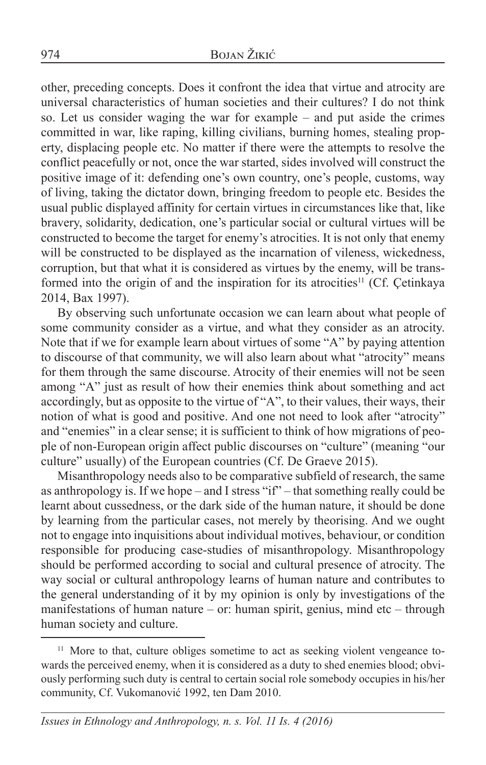other, preceding concepts. Does it confront the idea that virtue and atrocity are universal characteristics of human societies and their cultures? I do not think so. Let us consider waging the war for example – and put aside the crimes committed in war, like raping, killing civilians, burning homes, stealing property, displacing people etc. No matter if there were the attempts to resolve the conflict peacefully or not, once the war started, sides involved will construct the positive image of it: defending one's own country, one's people, customs, way of living, taking the dictator down, bringing freedom to people etc. Besides the usual public displayed affinity for certain virtues in circumstances like that, like bravery, solidarity, dedication, one's particular social or cultural virtues will be constructed to become the target for enemy's atrocities. It is not only that enemy will be constructed to be displayed as the incarnation of vileness, wickedness, corruption, but that what it is considered as virtues by the enemy, will be transformed into the origin of and the inspiration for its atrocities[11] (Cf. Çetinkaya 2014, Bax 1997).

By observing such unfortunate occasion we can learn about what people of some community consider as a virtue, and what they consider as an atrocity. Note that if we for example learn about virtues of some "A" by paying attention to discourse of that community, we will also learn about what "atrocity" means for them through the same discourse. Atrocity of their enemies will not be seen among "A" just as result of how their enemies think about something and act accordingly, but as opposite to the virtue of "A", to their values, their ways, their notion of what is good and positive. And one not need to look after "atrocity" and "enemies" in a clear sense; it is sufficient to think of how migrations of people of non-European origin affect public discourses on "culture" (meaning "our culture" usually) of the European countries (Cf. De Graeve 2015).

Misanthropology needs also to be comparative subfield of research, the same as anthropology is. If we hope – and I stress "if" – that something really could be learnt about cussedness, or the dark side of the human nature, it should be done by learning from the particular cases, not merely by theorising. And we ought not to engage into inquisitions about individual motives, behaviour, or condition responsible for producing case-studies of misanthropology. Misanthropology should be performed according to social and cultural presence of atrocity. The way social or cultural anthropology learns of human nature and contributes to the general understanding of it by my opinion is only by investigations of the manifestations of human nature – or: human spirit, genius, mind etc – through human society and culture.

[11] More to that, culture obliges sometime to act as seeking violent vengeance towards the perceived enemy, when it is considered as a duty to shed enemies blood; obviously performing such duty is central to certain social role somebody occupies in his/her community, Cf. Vukomanović 1992, ten Dam 2010.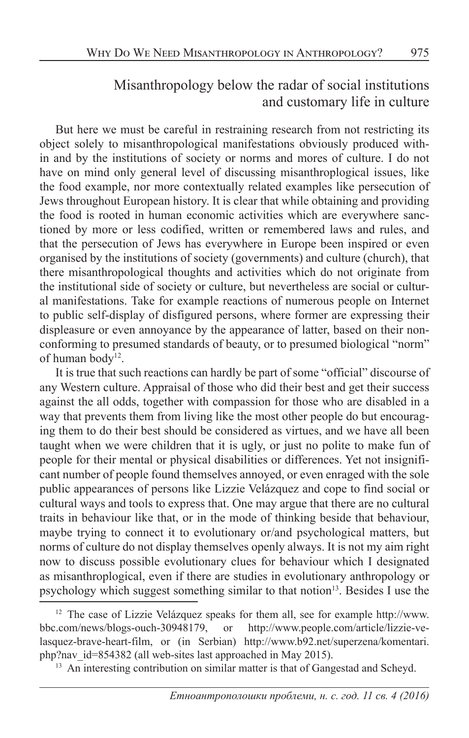## Misanthropology below the radar of social institutions and customary life in culture

But here we must be careful in restraining research from not restricting its object solely to misanthropological manifestations obviously produced within and by the institutions of society or norms and mores of culture. I do not have on mind only general level of discussing misanthroplogical issues, like the food example, nor more contextually related examples like persecution of Jews throughout European history. It is clear that while obtaining and providing the food is rooted in human economic activities which are everywhere sanctioned by more or less codified, written or remembered laws and rules, and that the persecution of Jews has everywhere in Europe been inspired or even organised by the institutions of society (governments) and culture (church), that there misanthropological thoughts and activities which do not originate from the institutional side of society or culture, but nevertheless are social or cultural manifestations. Take for example reactions of numerous people on Internet to public self-display of disfigured persons, where former are expressing their displeasure or even annoyance by the appearance of latter, based on their nonconforming to presumed standards of beauty, or to presumed biological "norm" of human body[12].

It is true that such reactions can hardly be part of some "official" discourse of any Western culture. Appraisal of those who did their best and get their success against the all odds, together with compassion for those who are disabled in a way that prevents them from living like the most other people do but encouraging them to do their best should be considered as virtues, and we have all been taught when we were children that it is ugly, or just no polite to make fun of people for their mental or physical disabilities or differences. Yet not insignificant number of people found themselves annoyed, or even enraged with the sole public appearances of persons like Lizzie Velázquez and cope to find social or cultural ways and tools to express that. One may argue that there are no cultural traits in behaviour like that, or in the mode of thinking beside that behaviour, maybe trying to connect it to evolutionary or/and psychological matters, but norms of culture do not display themselves openly always. It is not my aim right now to discuss possible evolutionary clues for behaviour which I designated as misanthroplogical, even if there are studies in evolutionary anthropology or psychology which suggest something similar to that notion[13]. Besides I use the

---

[12] The case of Lizzie Velázquez speaks for them all, see for example http://www.bbc.com/news/blogs-ouch-30948179, or http://www.people.com/article/lizzie-velasquez-brave-heart-film, or (in Serbian) http://www.b92.net/superzena/komentari.php?nav_id=854382 (all web-sites last approached in May 2015).

[13] An interesting contribution on similar matter is that of Gangestad and Scheyd.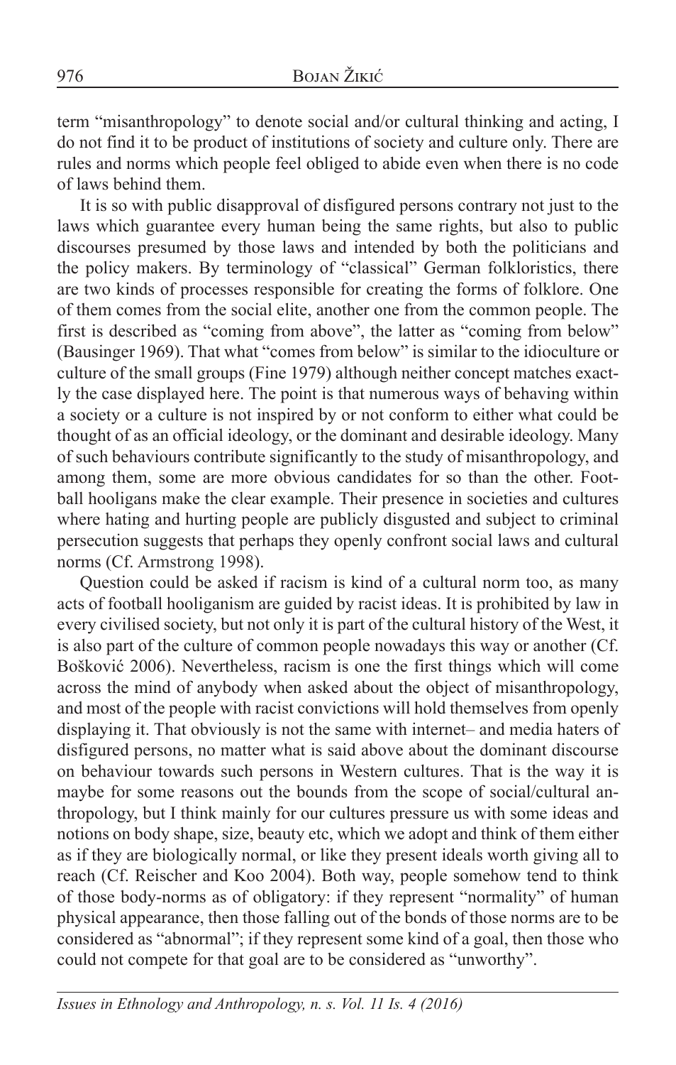term "misanthropology" to denote social and/or cultural thinking and acting, I do not find it to be product of institutions of society and culture only. There are rules and norms which people feel obliged to abide even when there is no code of laws behind them.

It is so with public disapproval of disfigured persons contrary not just to the laws which guarantee every human being the same rights, but also to public discourses presumed by those laws and intended by both the politicians and the policy makers. By terminology of "classical" German folkloristics, there are two kinds of processes responsible for creating the forms of folklore. One of them comes from the social elite, another one from the common people. The first is described as "coming from above", the latter as "coming from below" (Bausinger 1969). That what "comes from below" is similar to the idioculture or culture of the small groups (Fine 1979) although neither concept matches exactly the case displayed here. The point is that numerous ways of behaving within a society or a culture is not inspired by or not conform to either what could be thought of as an official ideology, or the dominant and desirable ideology. Many of such behaviours contribute significantly to the study of misanthropology, and among them, some are more obvious candidates for so than the other. Football hooligans make the clear example. Their presence in societies and cultures where hating and hurting people are publicly disgusted and subject to criminal persecution suggests that perhaps they openly confront social laws and cultural norms (Cf. Armstrong 1998).

Question could be asked if racism is kind of a cultural norm too, as many acts of football hooliganism are guided by racist ideas. It is prohibited by law in every civilised society, but not only it is part of the cultural history of the West, it is also part of the culture of common people nowadays this way or another (Cf. Bošković 2006). Nevertheless, racism is one the first things which will come across the mind of anybody when asked about the object of misanthropology, and most of the people with racist convictions will hold themselves from openly displaying it. That obviously is not the same with internet– and media haters of disfigured persons, no matter what is said above about the dominant discourse on behaviour towards such persons in Western cultures. That is the way it is maybe for some reasons out the bounds from the scope of social/cultural anthropology, but I think mainly for our cultures pressure us with some ideas and notions on body shape, size, beauty etc, which we adopt and think of them either as if they are biologically normal, or like they present ideals worth giving all to reach (Cf. Reischer and Koo 2004). Both way, people somehow tend to think of those body-norms as of obligatory: if they represent "normality" of human physical appearance, then those falling out of the bonds of those norms are to be considered as "abnormal"; if they represent some kind of a goal, then those who could not compete for that goal are to be considered as "unworthy".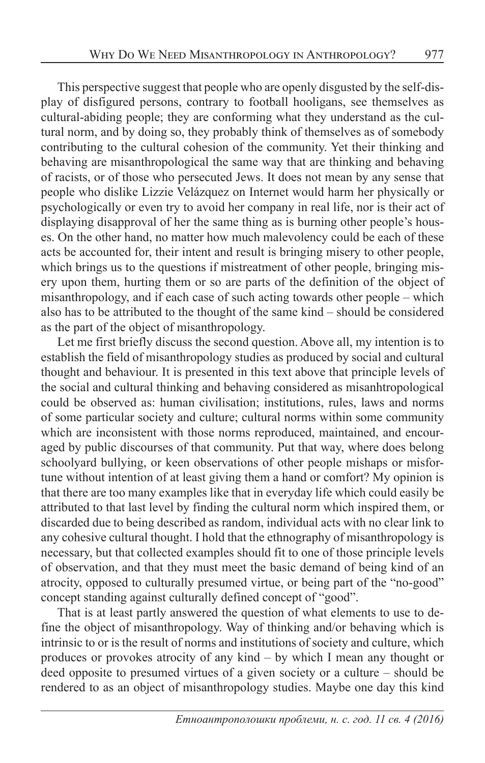This perspective suggest that people who are openly disgusted by the self-display of disfigured persons, contrary to football hooligans, see themselves as cultural-abiding people; they are conforming what they understand as the cultural norm, and by doing so, they probably think of themselves as of somebody contributing to the cultural cohesion of the community. Yet their thinking and behaving are misanthropological the same way that are thinking and behaving of racists, or of those who persecuted Jews. It does not mean by any sense that people who dislike Lizzie Velázquez on Internet would harm her physically or psychologically or even try to avoid her company in real life, nor is their act of displaying disapproval of her the same thing as is burning other people's houses. On the other hand, no matter how much malevolency could be each of these acts be accounted for, their intent and result is bringing misery to other people, which brings us to the questions if mistreatment of other people, bringing misery upon them, hurting them or so are parts of the definition of the object of misanthropology, and if each case of such acting towards other people – which also has to be attributed to the thought of the same kind – should be considered as the part of the object of misanthropology.

Let me first briefly discuss the second question. Above all, my intention is to establish the field of misanthropology studies as produced by social and cultural thought and behaviour. It is presented in this text above that principle levels of the social and cultural thinking and behaving considered as misanhtropological could be observed as: human civilisation; institutions, rules, laws and norms of some particular society and culture; cultural norms within some community which are inconsistent with those norms reproduced, maintained, and encouraged by public discourses of that community. Put that way, where does belong schoolyard bullying, or keen observations of other people mishaps or misfortune without intention of at least giving them a hand or comfort? My opinion is that there are too many examples like that in everyday life which could easily be attributed to that last level by finding the cultural norm which inspired them, or discarded due to being described as random, individual acts with no clear link to any cohesive cultural thought. I hold that the ethnography of misanthropology is necessary, but that collected examples should fit to one of those principle levels of observation, and that they must meet the basic demand of being kind of an atrocity, opposed to culturally presumed virtue, or being part of the "no-good" concept standing against culturally defined concept of "good".

That is at least partly answered the question of what elements to use to define the object of misanthropology. Way of thinking and/or behaving which is intrinsic to or is the result of norms and institutions of society and culture, which produces or provokes atrocity of any kind – by which I mean any thought or deed opposite to presumed virtues of a given society or a culture – should be rendered to as an object of misanthropology studies. Maybe one day this kind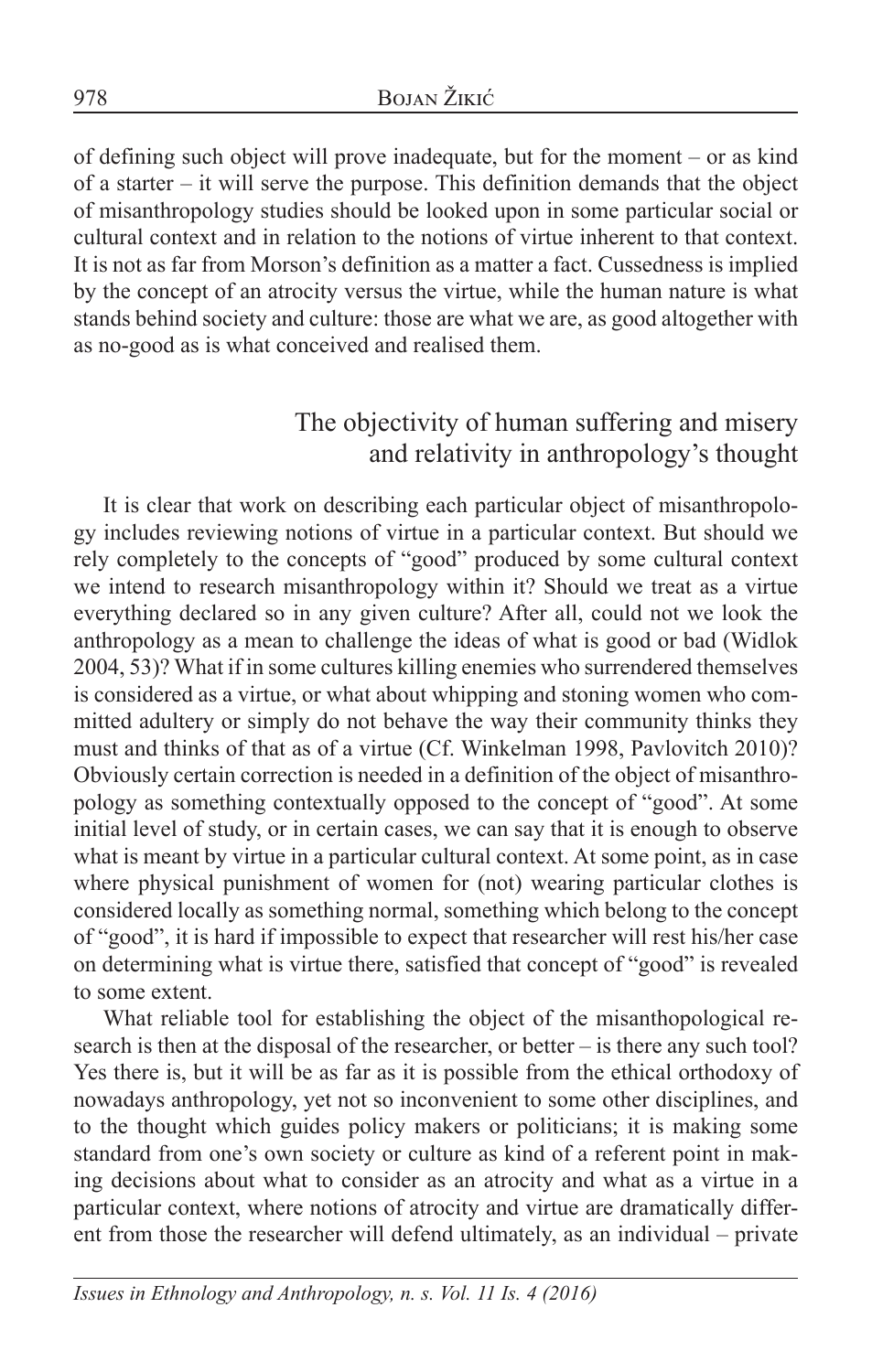of defining such object will prove inadequate, but for the moment – or as kind of a starter – it will serve the purpose. This definition demands that the object of misanthropology studies should be looked upon in some particular social or cultural context and in relation to the notions of virtue inherent to that context. It is not as far from Morson's definition as a matter a fact. Cussedness is implied by the concept of an atrocity versus the virtue, while the human nature is what stands behind society and culture: those are what we are, as good altogether with as no-good as is what conceived and realised them.

## The objectivity of human suffering and misery and relativity in anthropology's thought

It is clear that work on describing each particular object of misanthropology includes reviewing notions of virtue in a particular context. But should we rely completely to the concepts of "good" produced by some cultural context we intend to research misanthropology within it? Should we treat as a virtue everything declared so in any given culture? After all, could not we look the anthropology as a mean to challenge the ideas of what is good or bad (Widlok 2004, 53)? What if in some cultures killing enemies who surrendered themselves is considered as a virtue, or what about whipping and stoning women who committed adultery or simply do not behave the way their community thinks they must and thinks of that as of a virtue (Cf. Winkelman 1998, Pavlovitch 2010)? Obviously certain correction is needed in a definition of the object of misanthropology as something contextually opposed to the concept of "good". At some initial level of study, or in certain cases, we can say that it is enough to observe what is meant by virtue in a particular cultural context. At some point, as in case where physical punishment of women for (not) wearing particular clothes is considered locally as something normal, something which belong to the concept of "good", it is hard if impossible to expect that researcher will rest his/her case on determining what is virtue there, satisfied that concept of "good" is revealed to some extent.

What reliable tool for establishing the object of the misanthopological research is then at the disposal of the researcher, or better – is there any such tool? Yes there is, but it will be as far as it is possible from the ethical orthodoxy of nowadays anthropology, yet not so inconvenient to some other disciplines, and to the thought which guides policy makers or politicians; it is making some standard from one's own society or culture as kind of a referent point in making decisions about what to consider as an atrocity and what as a virtue in a particular context, where notions of atrocity and virtue are dramatically different from those the researcher will defend ultimately, as an individual – private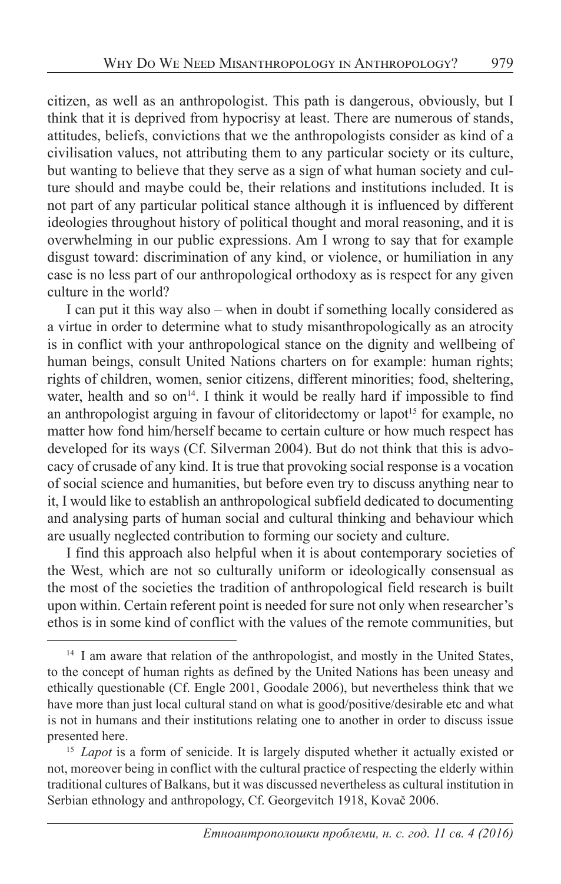citizen, as well as an anthropologist. This path is dangerous, obviously, but I think that it is deprived from hypocrisy at least. There are numerous of stands, attitudes, beliefs, convictions that we the anthropologists consider as kind of a civilisation values, not attributing them to any particular society or its culture, but wanting to believe that they serve as a sign of what human society and culture should and maybe could be, their relations and institutions included. It is not part of any particular political stance although it is influenced by different ideologies throughout history of political thought and moral reasoning, and it is overwhelming in our public expressions. Am I wrong to say that for example disgust toward: discrimination of any kind, or violence, or humiliation in any case is no less part of our anthropological orthodoxy as is respect for any given culture in the world?

I can put it this way also – when in doubt if something locally considered as a virtue in order to determine what to study misanthropologically as an atrocity is in conflict with your anthropological stance on the dignity and wellbeing of human beings, consult United Nations charters on for example: human rights; rights of children, women, senior citizens, different minorities; food, sheltering, water, health and so on[14]. I think it would be really hard if impossible to find an anthropologist arguing in favour of clitoridectomy or lapot[15] for example, no matter how fond him/herself became to certain culture or how much respect has developed for its ways (Cf. Silverman 2004). But do not think that this is advocacy of crusade of any kind. It is true that provoking social response is a vocation of social science and humanities, but before even try to discuss anything near to it, I would like to establish an anthropological subfield dedicated to documenting and analysing parts of human social and cultural thinking and behaviour which are usually neglected contribution to forming our society and culture.

I find this approach also helpful when it is about contemporary societies of the West, which are not so culturally uniform or ideologically consensual as the most of the societies the tradition of anthropological field research is built upon within. Certain referent point is needed for sure not only when researcher's ethos is in some kind of conflict with the values of the remote communities, but

---

[14] I am aware that relation of the anthropologist, and mostly in the United States, to the concept of human rights as defined by the United Nations has been uneasy and ethically questionable (Cf. Engle 2001, Goodale 2006), but nevertheless think that we have more than just local cultural stand on what is good/positive/desirable etc and what is not in humans and their institutions relating one to another in order to discuss issue presented here.

[15] *Lapot* is a form of senicide. It is largely disputed whether it actually existed or not, moreover being in conflict with the cultural practice of respecting the elderly within traditional cultures of Balkans, but it was discussed nevertheless as cultural institution in Serbian ethnology and anthropology, Cf. Georgevitch 1918, Kovač 2006.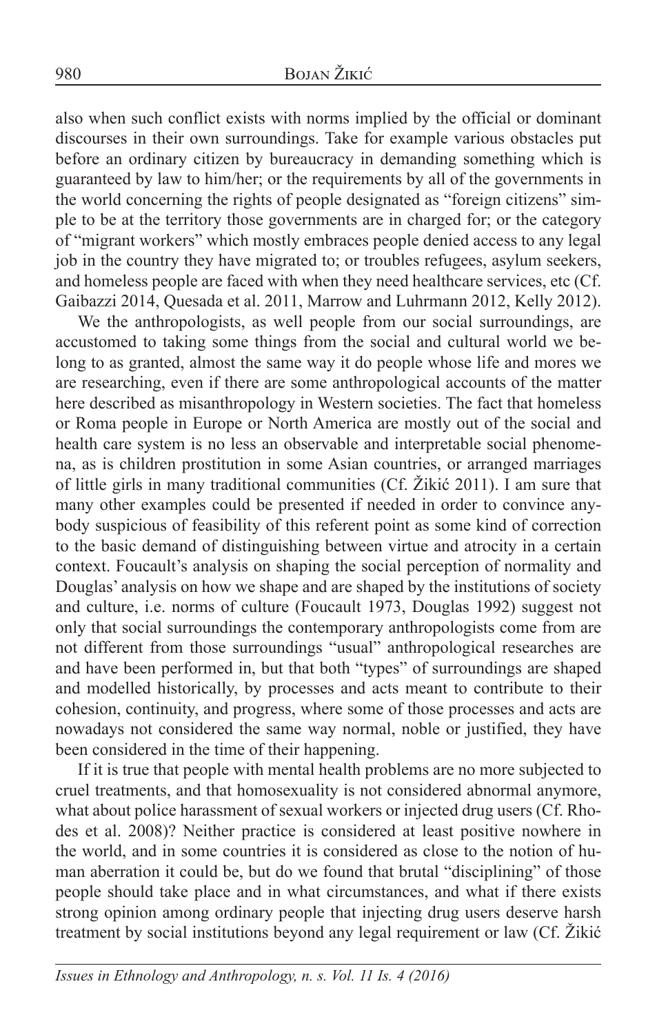also when such conflict exists with norms implied by the official or dominant discourses in their own surroundings. Take for example various obstacles put before an ordinary citizen by bureaucracy in demanding something which is guaranteed by law to him/her; or the requirements by all of the governments in the world concerning the rights of people designated as "foreign citizens" simple to be at the territory those governments are in charged for; or the category of "migrant workers" which mostly embraces people denied access to any legal job in the country they have migrated to; or troubles refugees, asylum seekers, and homeless people are faced with when they need healthcare services, etc (Cf. Gaibazzi 2014, Quesada et al. 2011, Marrow and Luhrmann 2012, Kelly 2012).

We the anthropologists, as well people from our social surroundings, are accustomed to taking some things from the social and cultural world we belong to as granted, almost the same way it do people whose life and mores we are researching, even if there are some anthropological accounts of the matter here described as misanthropology in Western societies. The fact that homeless or Roma people in Europe or North America are mostly out of the social and health care system is no less an observable and interpretable social phenomena, as is children prostitution in some Asian countries, or arranged marriages of little girls in many traditional communities (Cf. Žikić 2011). I am sure that many other examples could be presented if needed in order to convince anybody suspicious of feasibility of this referent point as some kind of correction to the basic demand of distinguishing between virtue and atrocity in a certain context. Foucault's analysis on shaping the social perception of normality and Douglas' analysis on how we shape and are shaped by the institutions of society and culture, i.e. norms of culture (Foucault 1973, Douglas 1992) suggest not only that social surroundings the contemporary anthropologists come from are not different from those surroundings "usual" anthropological researches are and have been performed in, but that both "types" of surroundings are shaped and modelled historically, by processes and acts meant to contribute to their cohesion, continuity, and progress, where some of those processes and acts are nowadays not considered the same way normal, noble or justified, they have been considered in the time of their happening.

If it is true that people with mental health problems are no more subjected to cruel treatments, and that homosexuality is not considered abnormal anymore, what about police harassment of sexual workers or injected drug users (Cf. Rhodes et al. 2008)? Neither practice is considered at least positive nowhere in the world, and in some countries it is considered as close to the notion of human aberration it could be, but do we found that brutal "disciplining" of those people should take place and in what circumstances, and what if there exists strong opinion among ordinary people that injecting drug users deserve harsh treatment by social institutions beyond any legal requirement or law (Cf. Žikić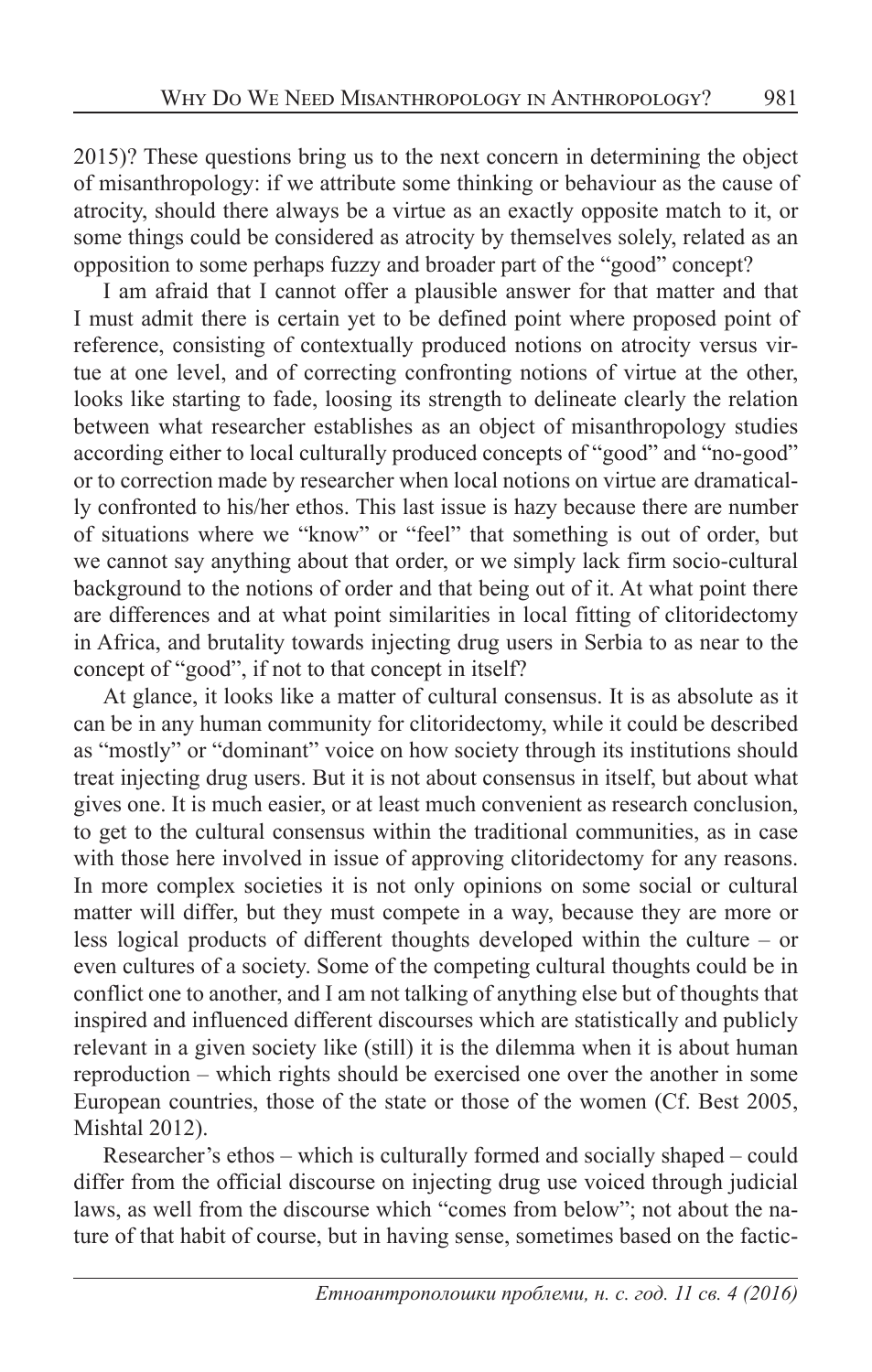2015)? These questions bring us to the next concern in determining the object of misanthropology: if we attribute some thinking or behaviour as the cause of atrocity, should there always be a virtue as an exactly opposite match to it, or some things could be considered as atrocity by themselves solely, related as an opposition to some perhaps fuzzy and broader part of the "good" concept?

I am afraid that I cannot offer a plausible answer for that matter and that I must admit there is certain yet to be defined point where proposed point of reference, consisting of contextually produced notions on atrocity versus virtue at one level, and of correcting confronting notions of virtue at the other, looks like starting to fade, loosing its strength to delineate clearly the relation between what researcher establishes as an object of misanthropology studies according either to local culturally produced concepts of "good" and "no-good" or to correction made by researcher when local notions on virtue are dramatically confronted to his/her ethos. This last issue is hazy because there are number of situations where we "know" or "feel" that something is out of order, but we cannot say anything about that order, or we simply lack firm socio-cultural background to the notions of order and that being out of it. At what point there are differences and at what point similarities in local fitting of clitoridectomy in Africa, and brutality towards injecting drug users in Serbia to as near to the concept of "good", if not to that concept in itself?

At glance, it looks like a matter of cultural consensus. It is as absolute as it can be in any human community for clitoridectomy, while it could be described as "mostly" or "dominant" voice on how society through its institutions should treat injecting drug users. But it is not about consensus in itself, but about what gives one. It is much easier, or at least much convenient as research conclusion, to get to the cultural consensus within the traditional communities, as in case with those here involved in issue of approving clitoridectomy for any reasons. In more complex societies it is not only opinions on some social or cultural matter will differ, but they must compete in a way, because they are more or less logical products of different thoughts developed within the culture – or even cultures of a society. Some of the competing cultural thoughts could be in conflict one to another, and I am not talking of anything else but of thoughts that inspired and influenced different discourses which are statistically and publicly relevant in a given society like (still) it is the dilemma when it is about human reproduction – which rights should be exercised one over the another in some European countries, those of the state or those of the women (Cf. Best 2005, Mishtal 2012).

Researcher's ethos – which is culturally formed and socially shaped – could differ from the official discourse on injecting drug use voiced through judicial laws, as well from the discourse which "comes from below"; not about the nature of that habit of course, but in having sense, sometimes based on the factic-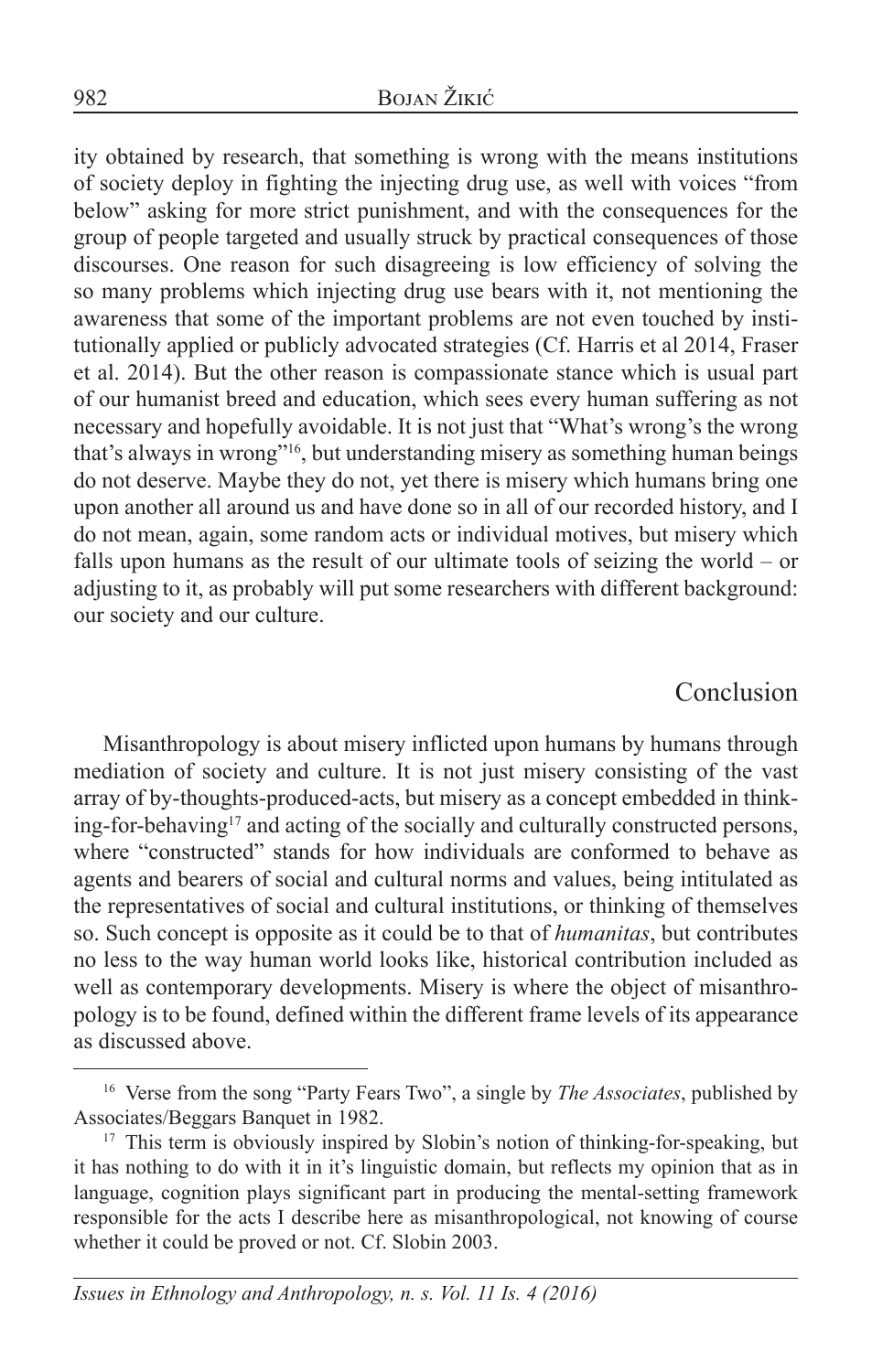ity obtained by research, that something is wrong with the means institutions of society deploy in fighting the injecting drug use, as well with voices "from below" asking for more strict punishment, and with the consequences for the group of people targeted and usually struck by practical consequences of those discourses. One reason for such disagreeing is low efficiency of solving the so many problems which injecting drug use bears with it, not mentioning the awareness that some of the important problems are not even touched by institutionally applied or publicly advocated strategies (Cf. Harris et al 2014, Fraser et al. 2014). But the other reason is compassionate stance which is usual part of our humanist breed and education, which sees every human suffering as not necessary and hopefully avoidable. It is not just that "What's wrong's the wrong that's always in wrong"[16], but understanding misery as something human beings do not deserve. Maybe they do not, yet there is misery which humans bring one upon another all around us and have done so in all of our recorded history, and I do not mean, again, some random acts or individual motives, but misery which falls upon humans as the result of our ultimate tools of seizing the world – or adjusting to it, as probably will put some researchers with different background: our society and our culture.

## Conclusion

Misanthropology is about misery inflicted upon humans by humans through mediation of society and culture. It is not just misery consisting of the vast array of by-thoughts-produced-acts, but misery as a concept embedded in thinking-for-behaving[17] and acting of the socially and culturally constructed persons, where "constructed" stands for how individuals are conformed to behave as agents and bearers of social and cultural norms and values, being intitulated as the representatives of social and cultural institutions, or thinking of themselves so. Such concept is opposite as it could be to that of *humanitas*, but contributes no less to the way human world looks like, historical contribution included as well as contemporary developments. Misery is where the object of misanthropology is to be found, defined within the different frame levels of its appearance as discussed above.

---

[16] Verse from the song "Party Fears Two", a single by *The Associates*, published by Associates/Beggars Banquet in 1982.

[17] This term is obviously inspired by Slobin's notion of thinking-for-speaking, but it has nothing to do with it in it's linguistic domain, but reflects my opinion that as in language, cognition plays significant part in producing the mental-setting framework responsible for the acts I describe here as misanthropological, not knowing of course whether it could be proved or not. Cf. Slobin 2003.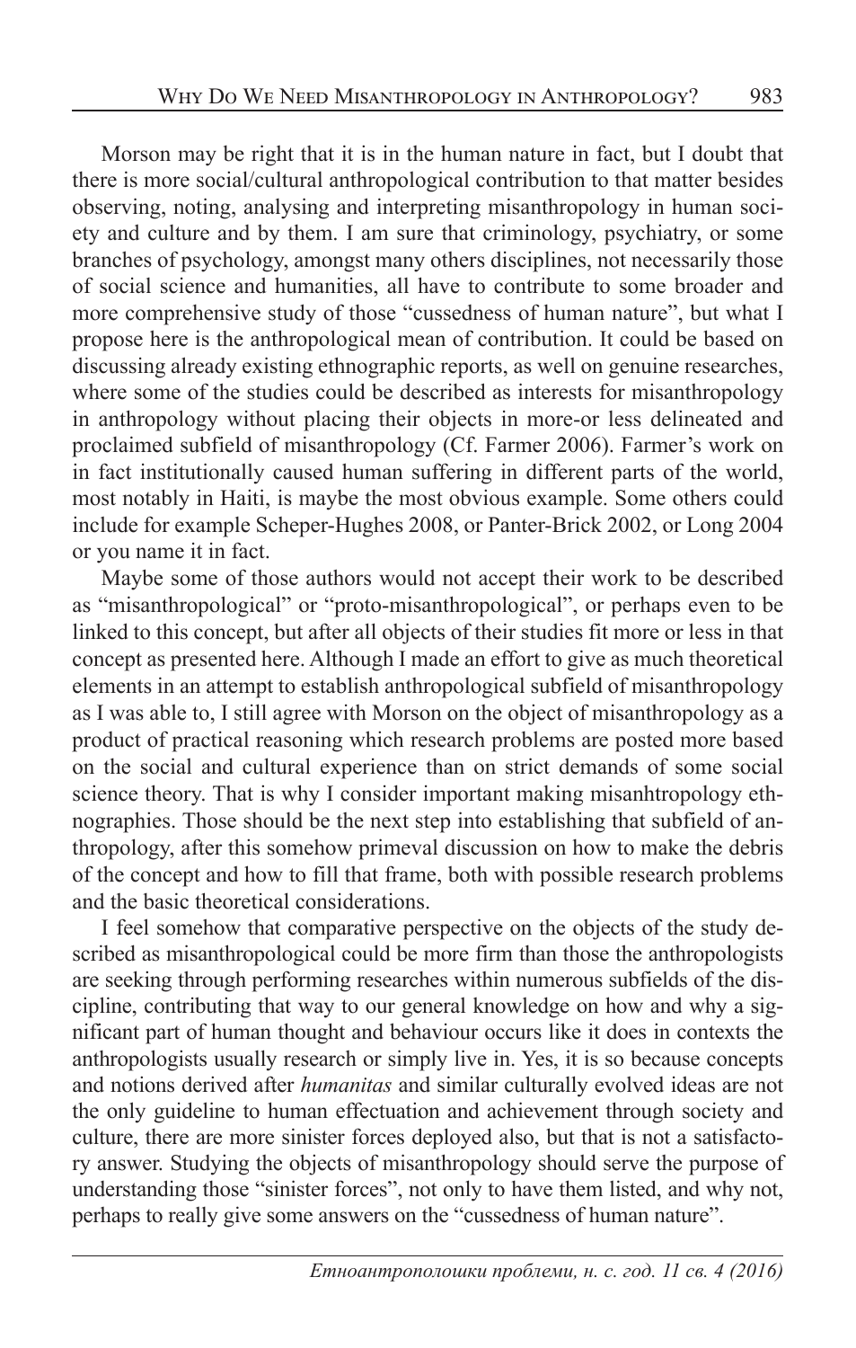Morson may be right that it is in the human nature in fact, but I doubt that there is more social/cultural anthropological contribution to that matter besides observing, noting, analysing and interpreting misanthropology in human society and culture and by them. I am sure that criminology, psychiatry, or some branches of psychology, amongst many others disciplines, not necessarily those of social science and humanities, all have to contribute to some broader and more comprehensive study of those "cussedness of human nature", but what I propose here is the anthropological mean of contribution. It could be based on discussing already existing ethnographic reports, as well on genuine researches, where some of the studies could be described as interests for misanthropology in anthropology without placing their objects in more-or less delineated and proclaimed subfield of misanthropology (Cf. Farmer 2006). Farmer's work on in fact institutionally caused human suffering in different parts of the world, most notably in Haiti, is maybe the most obvious example. Some others could include for example Scheper-Hughes 2008, or Panter-Brick 2002, or Long 2004 or you name it in fact.

Maybe some of those authors would not accept their work to be described as "misanthropological" or "proto-misanthropological", or perhaps even to be linked to this concept, but after all objects of their studies fit more or less in that concept as presented here. Although I made an effort to give as much theoretical elements in an attempt to establish anthropological subfield of misanthropology as I was able to, I still agree with Morson on the object of misanthropology as a product of practical reasoning which research problems are posted more based on the social and cultural experience than on strict demands of some social science theory. That is why I consider important making misanhtropology ethnographies. Those should be the next step into establishing that subfield of anthropology, after this somehow primeval discussion on how to make the debris of the concept and how to fill that frame, both with possible research problems and the basic theoretical considerations.

I feel somehow that comparative perspective on the objects of the study described as misanthropological could be more firm than those the anthropologists are seeking through performing researches within numerous subfields of the discipline, contributing that way to our general knowledge on how and why a significant part of human thought and behaviour occurs like it does in contexts the anthropologists usually research or simply live in. Yes, it is so because concepts and notions derived after *humanitas* and similar culturally evolved ideas are not the only guideline to human effectuation and achievement through society and culture, there are more sinister forces deployed also, but that is not a satisfactory answer. Studying the objects of misanthropology should serve the purpose of understanding those "sinister forces", not only to have them listed, and why not, perhaps to really give some answers on the "cussedness of human nature".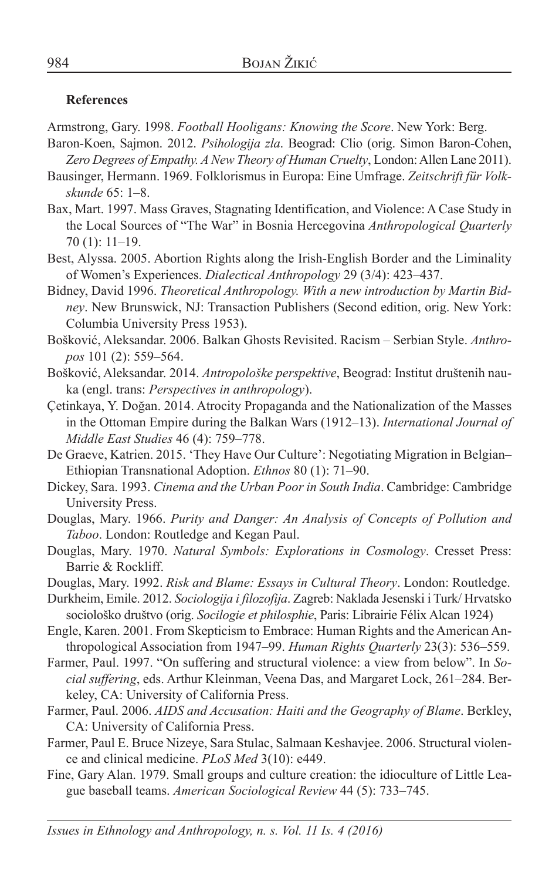**References**

Armstrong, Gary. 1998. *Football Hooligans: Knowing the Score*. New York: Berg.

Baron-Koen, Sajmon. 2012. *Psihologija zla*. Beograd: Clio (orig. Simon Baron-Cohen, *Zero Degrees of Empathy. A New Theory of Human Cruelty*, London: Allen Lane 2011).

Bausinger, Hermann. 1969. Folklorismus in Europa: Eine Umfrage. *Zeitschrift für Volkskunde* 65: 1–8.

Bax, Mart. 1997. Mass Graves, Stagnating Identification, and Violence: A Case Study in the Local Sources of "The War" in Bosnia Hercegovina *Anthropological Quarterly* 70 (1): 11–19.

Best, Alyssa. 2005. Abortion Rights along the Irish-English Border and the Liminality of Women's Experiences. *Dialectical Anthropology* 29 (3/4): 423–437.

Bidney, David 1996. *Theoretical Anthropology. With a new introduction by Martin Bidney*. New Brunswick, NJ: Transaction Publishers (Second edition, orig. New York: Columbia University Press 1953).

Bošković, Aleksandar. 2006. Balkan Ghosts Revisited. Racism – Serbian Style. *Anthropos* 101 (2): 559–564.

Bošković, Aleksandar. 2014. *Antropološke perspektive*, Beograd: Institut društenih nauka (engl. trans: *Perspectives in anthropology*).

Çetinkaya, Y. Doğan. 2014. Atrocity Propaganda and the Nationalization of the Masses in the Ottoman Empire during the Balkan Wars (1912–13). *International Journal of Middle East Studies* 46 (4): 759–778.

De Graeve, Katrien. 2015. 'They Have Our Culture': Negotiating Migration in Belgian–Ethiopian Transnational Adoption. *Ethnos* 80 (1): 71–90.

Dickey, Sara. 1993. *Cinema and the Urban Poor in South India*. Cambridge: Cambridge University Press.

Douglas, Mary. 1966. *Purity and Danger: An Analysis of Concepts of Pollution and Taboo*. London: Routledge and Kegan Paul.

Douglas, Mary. 1970. *Natural Symbols: Explorations in Cosmology*. Cresset Press: Barrie & Rockliff.

Douglas, Mary. 1992. *Risk and Blame: Essays in Cultural Theory*. London: Routledge.

Durkheim, Emile. 2012. *Sociologija i filozofija*. Zagreb: Naklada Jesenski i Turk/ Hrvatsko sociološko društvo (orig. *Socilogie et philosphie*, Paris: Librairie Félix Alcan 1924)

Engle, Karen. 2001. From Skepticism to Embrace: Human Rights and the American Anthropological Association from 1947–99. *Human Rights Quarterly* 23(3): 536–559.

Farmer, Paul. 1997. "On suffering and structural violence: a view from below". In *Social suffering*, eds. Arthur Kleinman, Veena Das, and Margaret Lock, 261–284. Berkeley, CA: University of California Press.

Farmer, Paul. 2006. *AIDS and Accusation: Haiti and the Geography of Blame*. Berkley, CA: University of California Press.

Farmer, Paul E. Bruce Nizeye, Sara Stulac, Salmaan Keshavjee. 2006. Structural violence and clinical medicine. *PLoS Med* 3(10): e449.

Fine, Gary Alan. 1979. Small groups and culture creation: the idioculture of Little League baseball teams. *American Sociological Review* 44 (5): 733–745.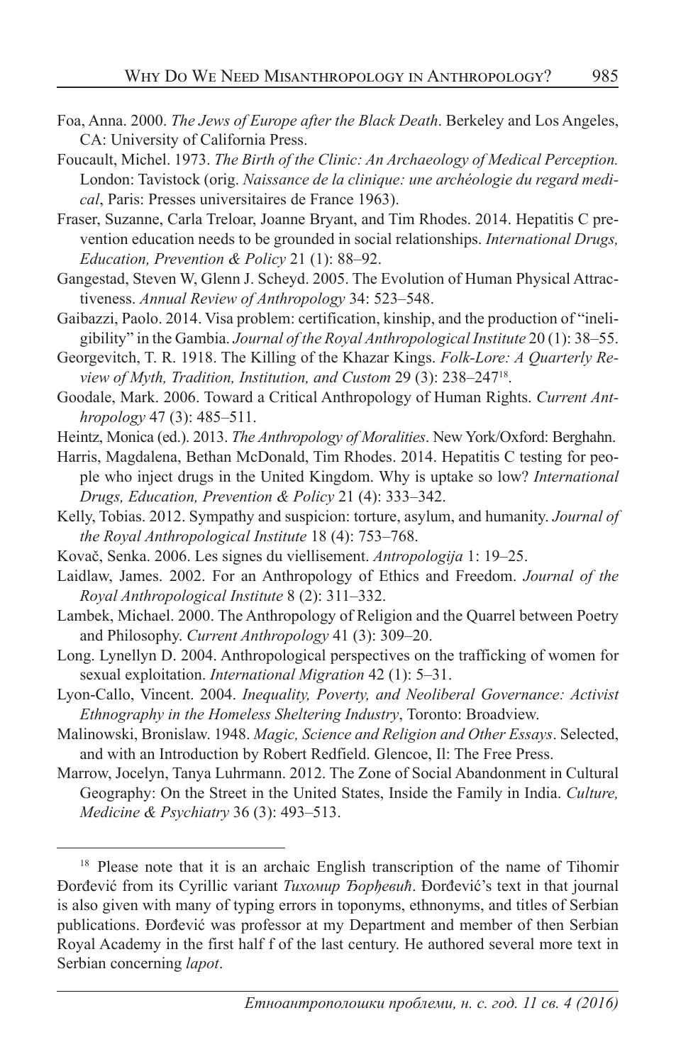Foa, Anna. 2000. *The Jews of Europe after the Black Death*. Berkeley and Los Angeles, CA: University of California Press.

Foucault, Michel. 1973. *The Birth of the Clinic: An Archaeology of Medical Perception.* London: Tavistock (orig. *Naissance de la clinique: une archéologie du regard medical*, Paris: Presses universitaires de France 1963).

Fraser, Suzanne, Carla Treloar, Joanne Bryant, and Tim Rhodes. 2014. Hepatitis C prevention education needs to be grounded in social relationships. *International Drugs, Education, Prevention & Policy* 21 (1): 88–92.

Gangestad, Steven W, Glenn J. Scheyd. 2005. The Evolution of Human Physical Attractiveness. *Annual Review of Anthropology* 34: 523–548.

Gaibazzi, Paolo. 2014. Visa problem: certification, kinship, and the production of "ineligibility" in the Gambia. *Journal of the Royal Anthropological Institute* 20 (1): 38–55.

Georgevitch, T. R. 1918. The Killing of the Khazar Kings. *Folk-Lore: A Quarterly Review of Myth, Tradition, Institution, and Custom* 29 (3): 238–247[18].

Goodale, Mark. 2006. Toward a Critical Anthropology of Human Rights. *Current Anthropology* 47 (3): 485–511.

Heintz, Monica (ed.). 2013. *The Anthropology of Moralities*. New York/Oxford: Berghahn.

Harris, Magdalena, Bethan McDonald, Tim Rhodes. 2014. Hepatitis C testing for people who inject drugs in the United Kingdom. Why is uptake so low? *International Drugs, Education, Prevention & Policy* 21 (4): 333–342.

Kelly, Tobias. 2012. Sympathy and suspicion: torture, asylum, and humanity. *Journal of the Royal Anthropological Institute* 18 (4): 753–768.

Kovač, Senka. 2006. Les signes du viellisement. *Antropologija* 1: 19–25.

Laidlaw, James. 2002. For an Anthropology of Ethics and Freedom. *Journal of the Royal Anthropological Institute* 8 (2): 311–332.

Lambek, Michael. 2000. The Anthropology of Religion and the Quarrel between Poetry and Philosophy. *Current Anthropology* 41 (3): 309–20.

Long. Lynellyn D. 2004. Anthropological perspectives on the trafficking of women for sexual exploitation. *International Migration* 42 (1): 5–31.

Lyon-Callo, Vincent. 2004. *Inequality, Poverty, and Neoliberal Governance: Activist Ethnography in the Homeless Sheltering Industry*, Toronto: Broadview.

Malinowski, Bronislaw. 1948. *Magic, Science and Religion and Other Essays*. Selected, and with an Introduction by Robert Redfield. Glencoe, Il: The Free Press.

Marrow, Jocelyn, Tanya Luhrmann. 2012. The Zone of Social Abandonment in Cultural Geography: On the Street in the United States, Inside the Family in India. *Culture, Medicine & Psychiatry* 36 (3): 493–513.

---

[18] Please note that it is an archaic English transcription of the name of Tihomir Đorđević from its Cyrillic variant *Тихомир Ђорђевић*. Đorđević's text in that journal is also given with many of typing errors in toponyms, ethnonyms, and titles of Serbian publications. Đorđević was professor at my Department and member of then Serbian Royal Academy in the first half f of the last century. He authored several more text in Serbian concerning *lapot*.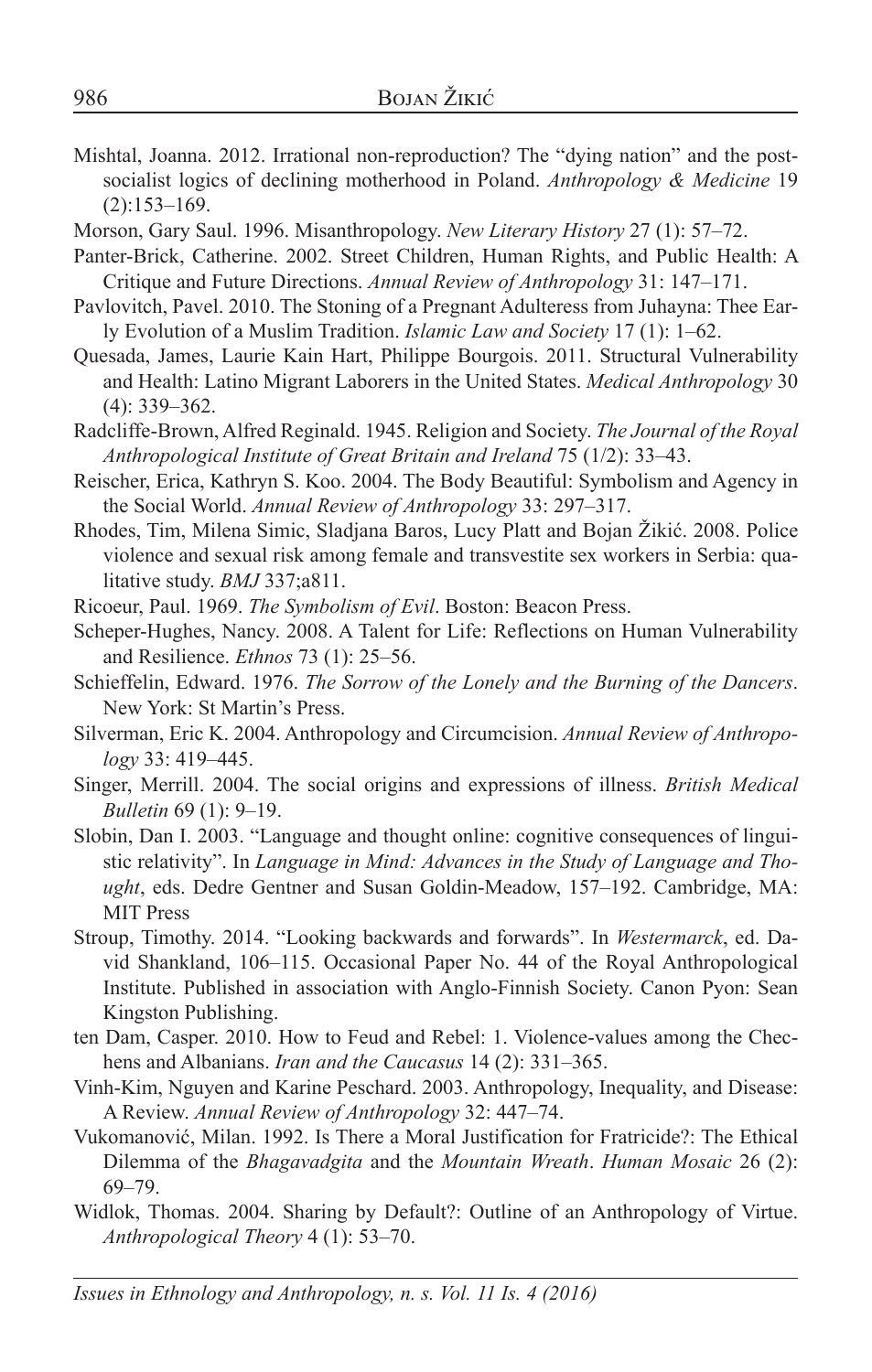Mishtal, Joanna. 2012. Irrational non-reproduction? The "dying nation" and the post-socialist logics of declining motherhood in Poland. *Anthropology & Medicine* 19 (2):153–169.

Morson, Gary Saul. 1996. Misanthropology. *New Literary History* 27 (1): 57–72.

Panter-Brick, Catherine. 2002. Street Children, Human Rights, and Public Health: A Critique and Future Directions. *Annual Review of Anthropology* 31: 147–171.

Pavlovitch, Pavel. 2010. The Stoning of a Pregnant Adulteress from Juhayna: Thee Early Evolution of a Muslim Tradition. *Islamic Law and Society* 17 (1): 1–62.

Quesada, James, Laurie Kain Hart, Philippe Bourgois. 2011. Structural Vulnerability and Health: Latino Migrant Laborers in the United States. *Medical Anthropology* 30 (4): 339–362.

Radcliffe-Brown, Alfred Reginald. 1945. Religion and Society. *The Journal of the Royal Anthropological Institute of Great Britain and Ireland* 75 (1/2): 33–43.

Reischer, Erica, Kathryn S. Koo. 2004. The Body Beautiful: Symbolism and Agency in the Social World. *Annual Review of Anthropology* 33: 297–317.

Rhodes, Tim, Milena Simic, Sladjana Baros, Lucy Platt and Bojan Žikić. 2008. Police violence and sexual risk among female and transvestite sex workers in Serbia: qualitative study. *BMJ* 337;a811.

Ricoeur, Paul. 1969. *The Symbolism of Evil*. Boston: Beacon Press.

Scheper-Hughes, Nancy. 2008. A Talent for Life: Reflections on Human Vulnerability and Resilience. *Ethnos* 73 (1): 25–56.

Schieffelin, Edward. 1976. *The Sorrow of the Lonely and the Burning of the Dancers*. New York: St Martin's Press.

Silverman, Eric K. 2004. Anthropology and Circumcision. *Annual Review of Anthropology* 33: 419–445.

Singer, Merrill. 2004. The social origins and expressions of illness. *British Medical Bulletin* 69 (1): 9–19.

Slobin, Dan I. 2003. "Language and thought online: cognitive consequences of linguistic relativity". In *Language in Mind: Advances in the Study of Language and Thought*, eds. Dedre Gentner and Susan Goldin-Meadow, 157–192. Cambridge, MA: MIT Press

Stroup, Timothy. 2014. "Looking backwards and forwards". In *Westermarck*, ed. David Shankland, 106–115. Occasional Paper No. 44 of the Royal Anthropological Institute. Published in association with Anglo-Finnish Society. Canon Pyon: Sean Kingston Publishing.

ten Dam, Casper. 2010. How to Feud and Rebel: 1. Violence-values among the Chechens and Albanians. *Iran and the Caucasus* 14 (2): 331–365.

Vinh-Kim, Nguyen and Karine Peschard. 2003. Anthropology, Inequality, and Disease: A Review. *Annual Review of Anthropology* 32: 447–74.

Vukomanović, Milan. 1992. Is There a Moral Justification for Fratricide?: The Ethical Dilemma of the *Bhagavadgita* and the *Mountain Wreath*. *Human Mosaic* 26 (2): 69–79.

Widlok, Thomas. 2004. Sharing by Default?: Outline of an Anthropology of Virtue. *Anthropological Theory* 4 (1): 53–70.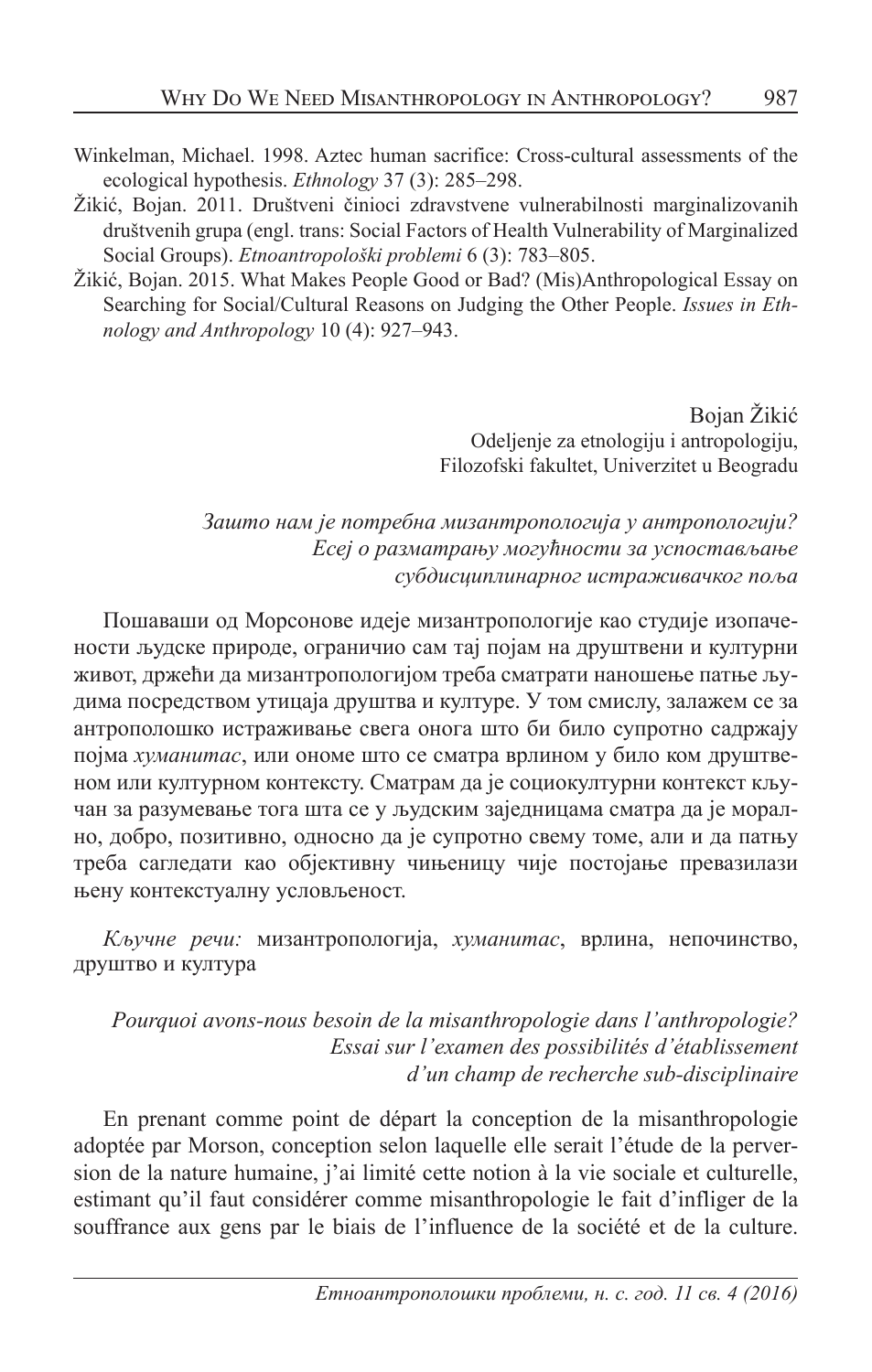Winkelman, Michael. 1998. Aztec human sacrifice: Cross-cultural assessments of the ecological hypothesis. *Ethnology* 37 (3): 285–298.

Žikić, Bojan. 2011. Društveni činioci zdravstvene vulnerabilnosti marginalizovanih društvenih grupa (engl. trans: Social Factors of Health Vulnerability of Marginalized Social Groups). *Etnoantropološki problemi* 6 (3): 783–805.

Žikić, Bojan. 2015. What Makes People Good or Bad? (Mis)Anthropological Essay on Searching for Social/Cultural Reasons on Judging the Other People. *Issues in Ethnology and Anthropology* 10 (4): 927–943.

Bojan Žikić
Odeljenje za etnologiju i antropologiju,
Filozofski fakultet, Univerzitet u Beogradu

*Зашто нам је потребна мизантропологија у антропологији?*
*Есеј о разматрању могућности за успостављање субдисциплинарног истраживачког поља*

Пошаваши од Морсонове идеје мизантропологије као студије изопачености људске природе, ограничио сам тај појам на друштвени и културни живот, држећи да мизантропологијом треба сматрати наношење патње људима посредством утицаја друштва и културе. У том смислу, залажем се за антрополошко истраживање свега онога што би било супротно садржају појма *хуманитас*, или ономе што се сматра врлином у било ком друштвеном или културном контексту. Сматрам да је социокултурни контекст кључан за разумевање тога шта се у људским заједницама сматра да је морално, добро, позитивно, односно да је супротно свему томе, али и да патњу треба сагледати као објективну чињеницу чије постојање превазилази њену контекстуалну условљеност.

*Кључне речи:* мизантропологија, *хуманитас*, врлина, непочинство, друштво и култура

*Pourquoi avons-nous besoin de la misanthropologie dans l'anthropologie?*
*Essai sur l'examen des possibilités d'établissement d'un champ de recherche sub-disciplinaire*

En prenant comme point de départ la conception de la misanthropologie adoptée par Morson, conception selon laquelle elle serait l'étude de la perversion de la nature humaine, j'ai limité cette notion à la vie sociale et culturelle, estimant qu'il faut considérer comme misanthropologie le fait d'infliger de la souffrance aux gens par le biais de l'influence de la société et de la culture.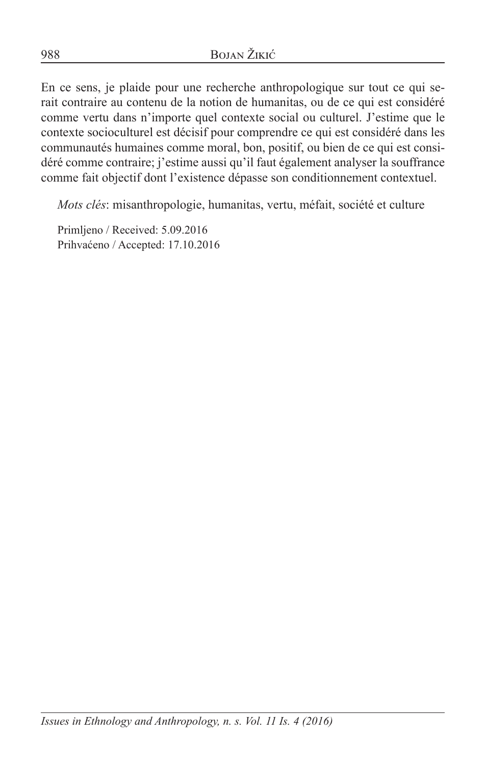En ce sens, je plaide pour une recherche anthropologique sur tout ce qui serait contraire au contenu de la notion de humanitas, ou de ce qui est considéré comme vertu dans n'importe quel contexte social ou culturel. J'estime que le contexte socioculturel est décisif pour comprendre ce qui est considéré dans les communautés humaines comme moral, bon, positif, ou bien de ce qui est considéré comme contraire; j'estime aussi qu'il faut également analyser la souffrance comme fait objectif dont l'existence dépasse son conditionnement contextuel.

*Mots clés*: misanthropologie, humanitas, vertu, méfait, société et culture

Primljeno / Received: 5.09.2016
Prihvaćeno / Accepted: 17.10.2016